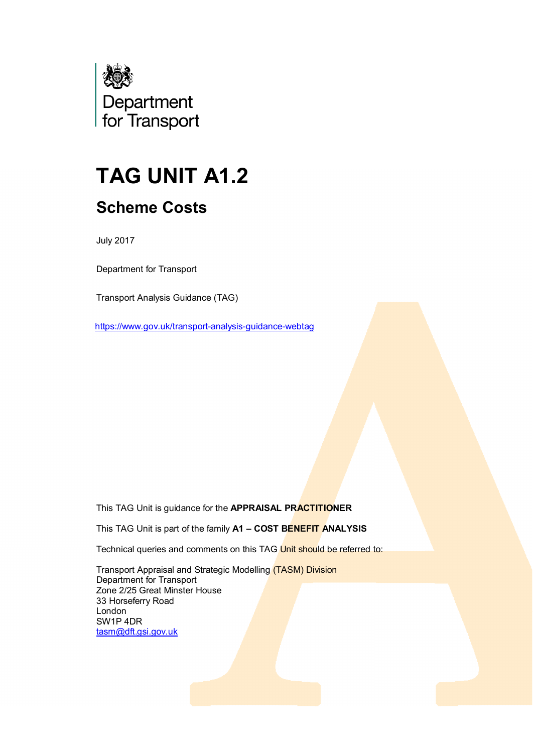Department for Transport

# TAG UNIT A1.2

## Scheme Costs

July 2017

Department for Transport

Transport Analysis Guidance (TAG)

https://www.gov.uk/transport-analysis-guidance-webtag

This TAG Unit is guidance for the **APPRAISAL PRACTITIONER**

This TAG Unit is part of the family **A1 – COST BENEFIT ANALYSIS**

Technical queries and comments on this TAG Unit should be referred to:

Transport Appraisal and Strategic Modelling (TASM) Division
Department for Transport
Zone 2/25 Great Minster House
33 Horseferry Road
London
SW1P 4DR
tasm@dft.gsi.gov.uk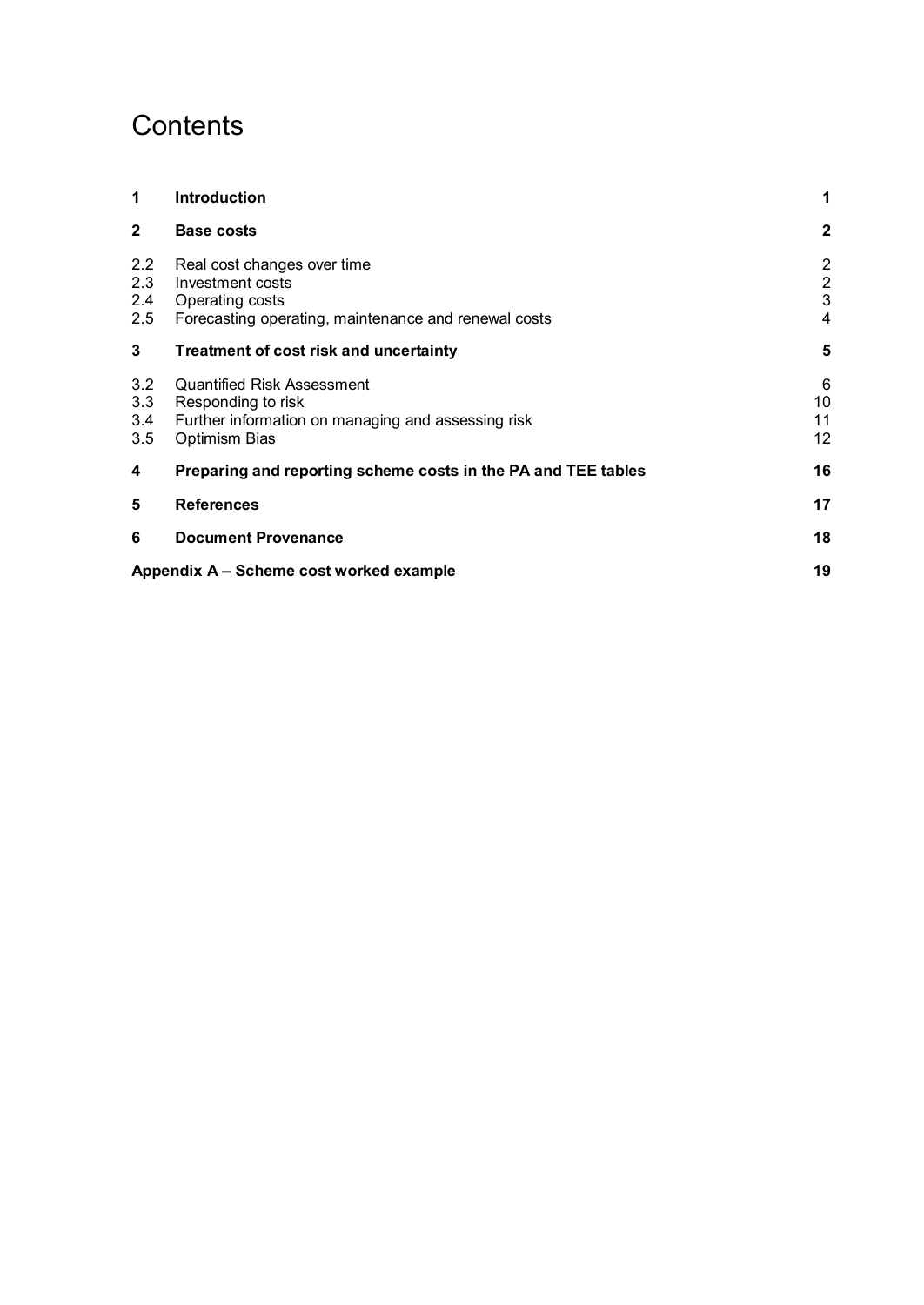# Contents

| | | |
|---|---|---|
| **1** | **Introduction** | **1** |
| **2** | **Base costs** | **2** |
| 2.2 | Real cost changes over time | 2 |
| 2.3 | Investment costs | 2 |
| 2.4 | Operating costs | 3 |
| 2.5 | Forecasting operating, maintenance and renewal costs | 4 |
| **3** | **Treatment of cost risk and uncertainty** | **5** |
| 3.2 | Quantified Risk Assessment | 6 |
| 3.3 | Responding to risk | 10 |
| 3.4 | Further information on managing and assessing risk | 11 |
| 3.5 | Optimism Bias | 12 |
| **4** | **Preparing and reporting scheme costs in the PA and TEE tables** | **16** |
| **5** | **References** | **17** |
| **6** | **Document Provenance** | **18** |
| **Appendix A – Scheme cost worked example** | | **19** |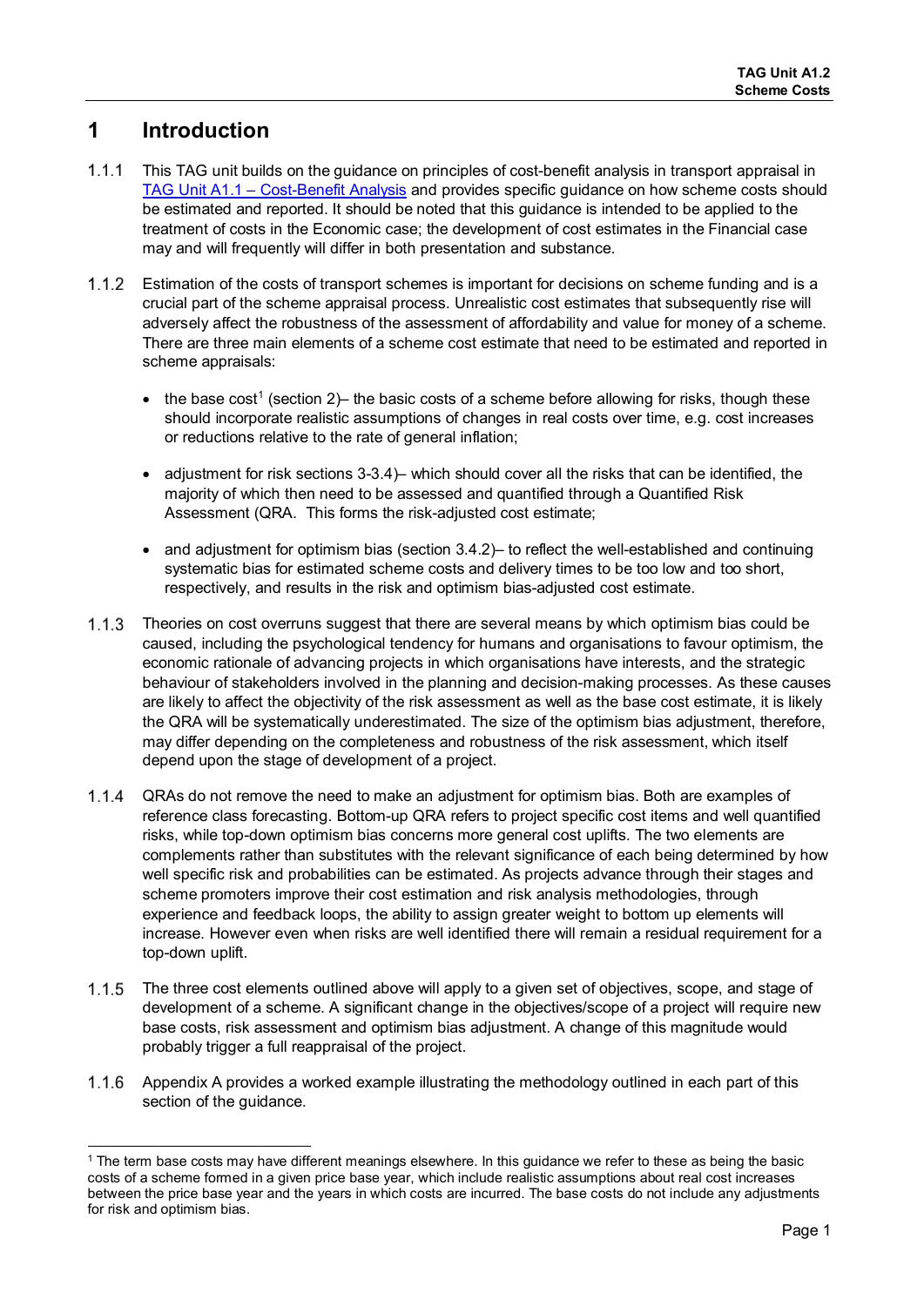# 1 Introduction

1.1.1 This TAG unit builds on the guidance on principles of cost-benefit analysis in transport appraisal in [TAG Unit A1.1 – Cost-Benefit Analysis](#) and provides specific guidance on how scheme costs should be estimated and reported. It should be noted that this guidance is intended to be applied to the treatment of costs in the Economic case; the development of cost estimates in the Financial case may and will frequently will differ in both presentation and substance.

1.1.2 Estimation of the costs of transport schemes is important for decisions on scheme funding and is a crucial part of the scheme appraisal process. Unrealistic cost estimates that subsequently rise will adversely affect the robustness of the assessment of affordability and value for money of a scheme. There are three main elements of a scheme cost estimate that need to be estimated and reported in scheme appraisals:

- the base cost[1] (section 2)– the basic costs of a scheme before allowing for risks, though these should incorporate realistic assumptions of changes in real costs over time, e.g. cost increases or reductions relative to the rate of general inflation;
- adjustment for risk sections 3-3.4)– which should cover all the risks that can be identified, the majority of which then need to be assessed and quantified through a Quantified Risk Assessment (QRA. This forms the risk-adjusted cost estimate;
- and adjustment for optimism bias (section 3.4.2)– to reflect the well-established and continuing systematic bias for estimated scheme costs and delivery times to be too low and too short, respectively, and results in the risk and optimism bias-adjusted cost estimate.

1.1.3 Theories on cost overruns suggest that there are several means by which optimism bias could be caused, including the psychological tendency for humans and organisations to favour optimism, the economic rationale of advancing projects in which organisations have interests, and the strategic behaviour of stakeholders involved in the planning and decision-making processes. As these causes are likely to affect the objectivity of the risk assessment as well as the base cost estimate, it is likely the QRA will be systematically underestimated. The size of the optimism bias adjustment, therefore, may differ depending on the completeness and robustness of the risk assessment, which itself depend upon the stage of development of a project.

1.1.4 QRAs do not remove the need to make an adjustment for optimism bias. Both are examples of reference class forecasting. Bottom-up QRA refers to project specific cost items and well quantified risks, while top-down optimism bias concerns more general cost uplifts. The two elements are complements rather than substitutes with the relevant significance of each being determined by how well specific risk and probabilities can be estimated. As projects advance through their stages and scheme promoters improve their cost estimation and risk analysis methodologies, through experience and feedback loops, the ability to assign greater weight to bottom up elements will increase. However even when risks are well identified there will remain a residual requirement for a top-down uplift.

1.1.5 The three cost elements outlined above will apply to a given set of objectives, scope, and stage of development of a scheme. A significant change in the objectives/scope of a project will require new base costs, risk assessment and optimism bias adjustment. A change of this magnitude would probably trigger a full reappraisal of the project.

1.1.6 Appendix A provides a worked example illustrating the methodology outlined in each part of this section of the guidance.

---

[1] The term base costs may have different meanings elsewhere. In this guidance we refer to these as being the basic costs of a scheme formed in a given price base year, which include realistic assumptions about real cost increases between the price base year and the years in which costs are incurred. The base costs do not include any adjustments for risk and optimism bias.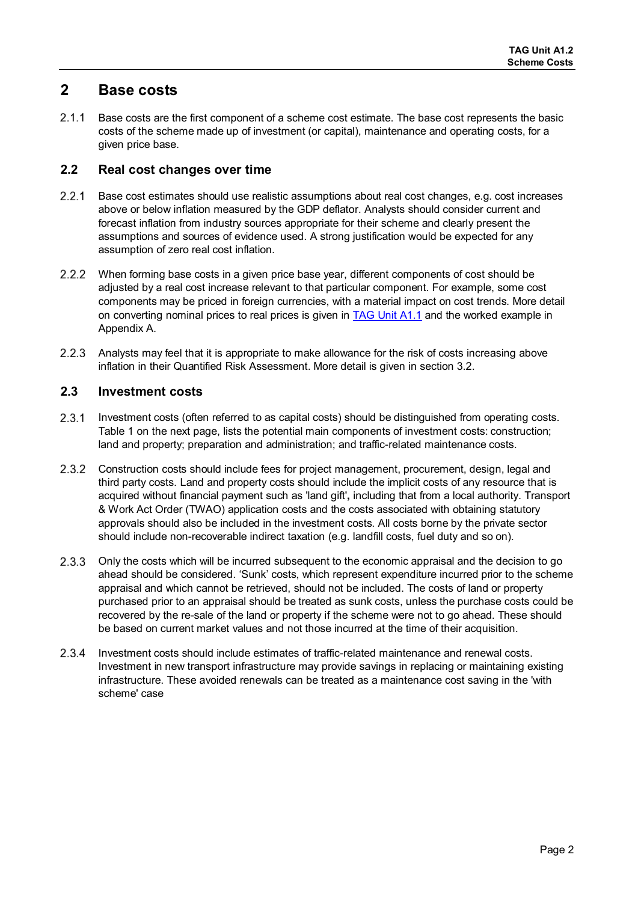# 2 Base costs

2.1.1 Base costs are the first component of a scheme cost estimate. The base cost represents the basic costs of the scheme made up of investment (or capital), maintenance and operating costs, for a given price base.

## 2.2 Real cost changes over time

2.2.1 Base cost estimates should use realistic assumptions about real cost changes, e.g. cost increases above or below inflation measured by the GDP deflator. Analysts should consider current and forecast inflation from industry sources appropriate for their scheme and clearly present the assumptions and sources of evidence used. A strong justification would be expected for any assumption of zero real cost inflation.

2.2.2 When forming base costs in a given price base year, different components of cost should be adjusted by a real cost increase relevant to that particular component. For example, some cost components may be priced in foreign currencies, with a material impact on cost trends. More detail on converting nominal prices to real prices is given in TAG Unit A1.1 and the worked example in Appendix A.

2.2.3 Analysts may feel that it is appropriate to make allowance for the risk of costs increasing above inflation in their Quantified Risk Assessment. More detail is given in section 3.2.

## 2.3 Investment costs

2.3.1 Investment costs (often referred to as capital costs) should be distinguished from operating costs. Table 1 on the next page, lists the potential main components of investment costs: construction; land and property; preparation and administration; and traffic-related maintenance costs.

2.3.2 Construction costs should include fees for project management, procurement, design, legal and third party costs. Land and property costs should include the implicit costs of any resource that is acquired without financial payment such as 'land gift', including that from a local authority. Transport & Work Act Order (TWAO) application costs and the costs associated with obtaining statutory approvals should also be included in the investment costs. All costs borne by the private sector should include non-recoverable indirect taxation (e.g. landfill costs, fuel duty and so on).

2.3.3 Only the costs which will be incurred subsequent to the economic appraisal and the decision to go ahead should be considered. 'Sunk' costs, which represent expenditure incurred prior to the scheme appraisal and which cannot be retrieved, should not be included. The costs of land or property purchased prior to an appraisal should be treated as sunk costs, unless the purchase costs could be recovered by the re-sale of the land or property if the scheme were not to go ahead. These should be based on current market values and not those incurred at the time of their acquisition.

2.3.4 Investment costs should include estimates of traffic-related maintenance and renewal costs. Investment in new transport infrastructure may provide savings in replacing or maintaining existing infrastructure. These avoided renewals can be treated as a maintenance cost saving in the 'with scheme' case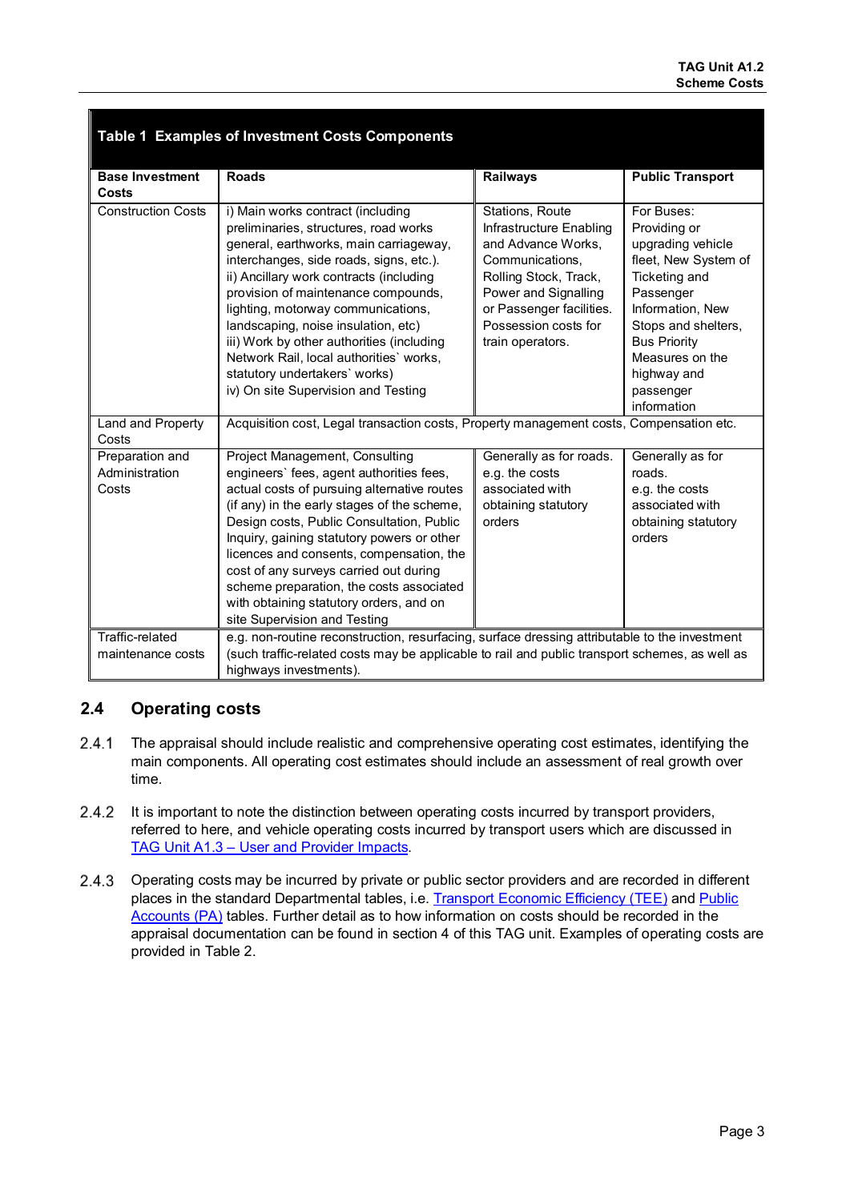**Table 1 Examples of Investment Costs Components**

| Base Investment Costs | Roads | Railways | Public Transport |
|---|---|---|---|
| Construction Costs | i) Main works contract (including preliminaries, structures, road works general, earthworks, main carriageway, interchanges, side roads, signs, etc.).<br>ii) Ancillary work contracts (including provision of maintenance compounds, lighting, motorway communications, landscaping, noise insulation, etc)<br>iii) Work by other authorities (including Network Rail, local authorities` works, statutory undertakers` works)<br>iv) On site Supervision and Testing | Stations, Route Infrastructure Enabling and Advance Works, Communications, Rolling Stock, Track, Power and Signalling or Passenger facilities. Possession costs for train operators. | For Buses: Providing or upgrading vehicle fleet, New System of Ticketing and Passenger Information, New Stops and shelters, Bus Priority Measures on the highway and passenger information |
| Land and Property Costs | Acquisition cost, Legal transaction costs, Property management costs, Compensation etc. | | |
| Preparation and Administration Costs | Project Management, Consulting engineers` fees, agent authorities fees, actual costs of pursuing alternative routes (if any) in the early stages of the scheme, Design costs, Public Consultation, Public Inquiry, gaining statutory powers or other licences and consents, compensation, the cost of any surveys carried out during scheme preparation, the costs associated with obtaining statutory orders, and on site Supervision and Testing | Generally as for roads. e.g. the costs associated with obtaining statutory orders | Generally as for roads. e.g. the costs associated with obtaining statutory orders |
| Traffic-related maintenance costs | e.g. non-routine reconstruction, resurfacing, surface dressing attributable to the investment (such traffic-related costs may be applicable to rail and public transport schemes, as well as highways investments). | | |

## 2.4 Operating costs

2.4.1 The appraisal should include realistic and comprehensive operating cost estimates, identifying the main components. All operating cost estimates should include an assessment of real growth over time.

2.4.2 It is important to note the distinction between operating costs incurred by transport providers, referred to here, and vehicle operating costs incurred by transport users which are discussed in TAG Unit A1.3 – User and Provider Impacts.

2.4.3 Operating costs may be incurred by private or public sector providers and are recorded in different places in the standard Departmental tables, i.e. Transport Economic Efficiency (TEE) and Public Accounts (PA) tables. Further detail as to how information on costs should be recorded in the appraisal documentation can be found in section 4 of this TAG unit. Examples of operating costs are provided in Table 2.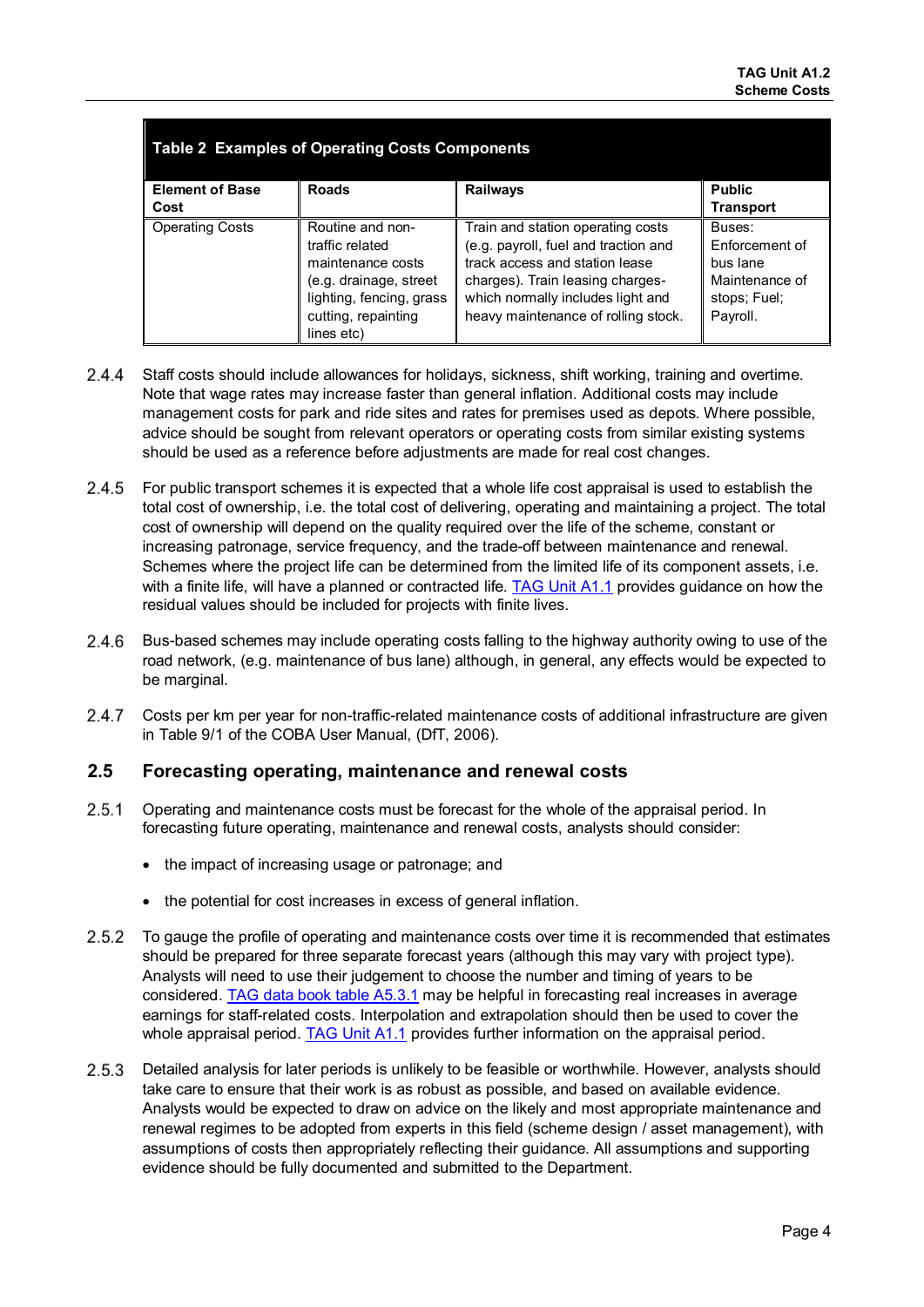| Table 2 Examples of Operating Costs Components | | | |
|---|---|---|---|
| **Element of Base Cost** | **Roads** | **Railways** | **Public Transport** |
| Operating Costs | Routine and non-traffic related maintenance costs (e.g. drainage, street lighting, fencing, grass cutting, repainting lines etc) | Train and station operating costs (e.g. payroll, fuel and traction and track access and station lease charges). Train leasing charges- which normally includes light and heavy maintenance of rolling stock. | Buses: Enforcement of bus lane Maintenance of stops; Fuel; Payroll. |

2.4.4 Staff costs should include allowances for holidays, sickness, shift working, training and overtime. Note that wage rates may increase faster than general inflation. Additional costs may include management costs for park and ride sites and rates for premises used as depots. Where possible, advice should be sought from relevant operators or operating costs from similar existing systems should be used as a reference before adjustments are made for real cost changes.

2.4.5 For public transport schemes it is expected that a whole life cost appraisal is used to establish the total cost of ownership, i.e. the total cost of delivering, operating and maintaining a project. The total cost of ownership will depend on the quality required over the life of the scheme, constant or increasing patronage, service frequency, and the trade-off between maintenance and renewal. Schemes where the project life can be determined from the limited life of its component assets, i.e. with a finite life, will have a planned or contracted life. TAG Unit A1.1 provides guidance on how the residual values should be included for projects with finite lives.

2.4.6 Bus-based schemes may include operating costs falling to the highway authority owing to use of the road network, (e.g. maintenance of bus lane) although, in general, any effects would be expected to be marginal.

2.4.7 Costs per km per year for non-traffic-related maintenance costs of additional infrastructure are given in Table 9/1 of the COBA User Manual, (DfT, 2006).

## 2.5 Forecasting operating, maintenance and renewal costs

2.5.1 Operating and maintenance costs must be forecast for the whole of the appraisal period. In forecasting future operating, maintenance and renewal costs, analysts should consider:

- the impact of increasing usage or patronage; and
- the potential for cost increases in excess of general inflation.

2.5.2 To gauge the profile of operating and maintenance costs over time it is recommended that estimates should be prepared for three separate forecast years (although this may vary with project type). Analysts will need to use their judgement to choose the number and timing of years to be considered. TAG data book table A5.3.1 may be helpful in forecasting real increases in average earnings for staff-related costs. Interpolation and extrapolation should then be used to cover the whole appraisal period. TAG Unit A1.1 provides further information on the appraisal period.

2.5.3 Detailed analysis for later periods is unlikely to be feasible or worthwhile. However, analysts should take care to ensure that their work is as robust as possible, and based on available evidence. Analysts would be expected to draw on advice on the likely and most appropriate maintenance and renewal regimes to be adopted from experts in this field (scheme design / asset management), with assumptions of costs then appropriately reflecting their guidance. All assumptions and supporting evidence should be fully documented and submitted to the Department.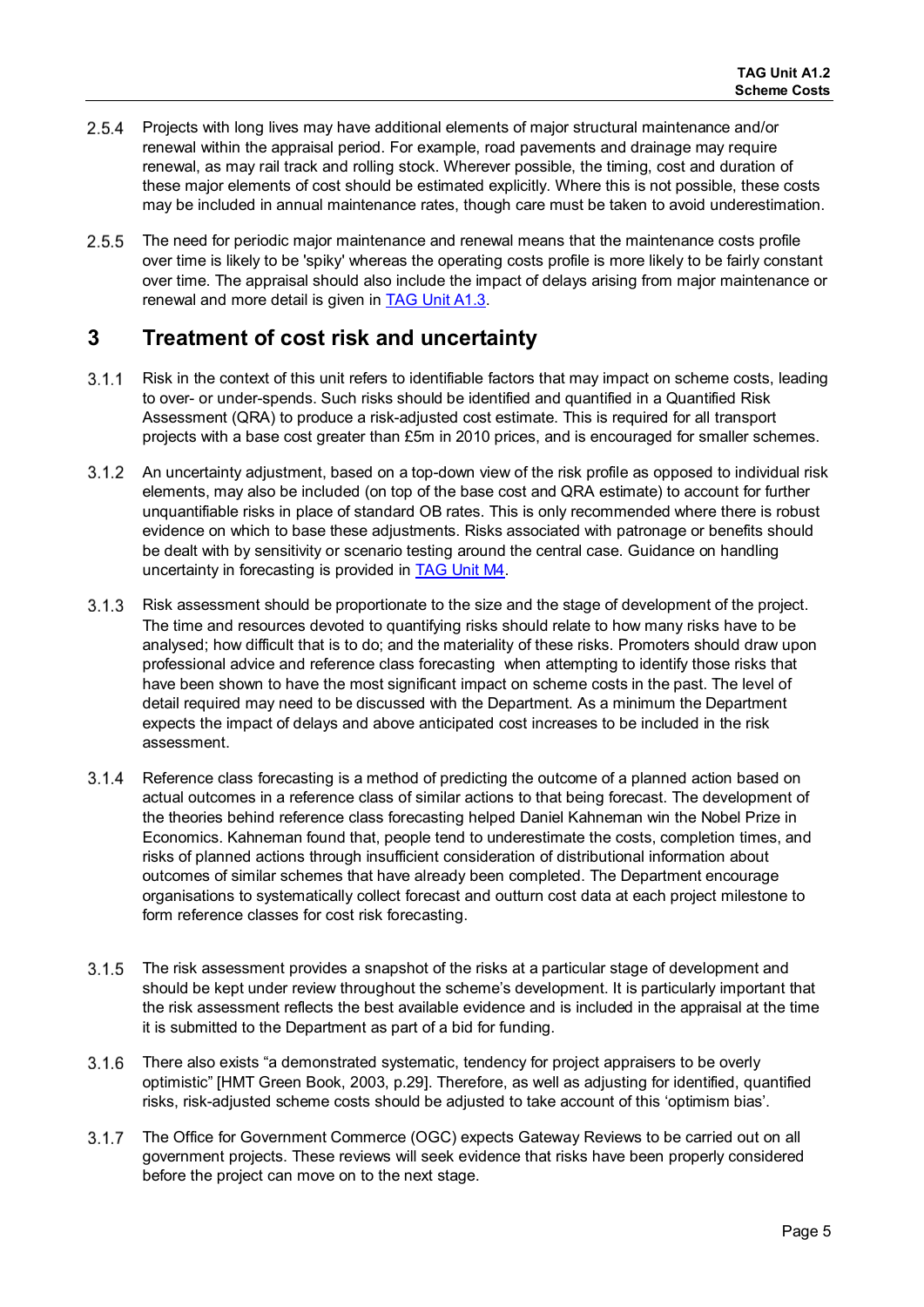2.5.4 Projects with long lives may have additional elements of major structural maintenance and/or renewal within the appraisal period. For example, road pavements and drainage may require renewal, as may rail track and rolling stock. Wherever possible, the timing, cost and duration of these major elements of cost should be estimated explicitly. Where this is not possible, these costs may be included in annual maintenance rates, though care must be taken to avoid underestimation.

2.5.5 The need for periodic major maintenance and renewal means that the maintenance costs profile over time is likely to be 'spiky' whereas the operating costs profile is more likely to be fairly constant over time. The appraisal should also include the impact of delays arising from major maintenance or renewal and more detail is given in [TAG Unit A1.3](TAG Unit A1.3).

# 3 Treatment of cost risk and uncertainty

3.1.1 Risk in the context of this unit refers to identifiable factors that may impact on scheme costs, leading to over- or under-spends. Such risks should be identified and quantified in a Quantified Risk Assessment (QRA) to produce a risk-adjusted cost estimate. This is required for all transport projects with a base cost greater than £5m in 2010 prices, and is encouraged for smaller schemes.

3.1.2 An uncertainty adjustment, based on a top-down view of the risk profile as opposed to individual risk elements, may also be included (on top of the base cost and QRA estimate) to account for further unquantifiable risks in place of standard OB rates. This is only recommended where there is robust evidence on which to base these adjustments. Risks associated with patronage or benefits should be dealt with by sensitivity or scenario testing around the central case. Guidance on handling uncertainty in forecasting is provided in [TAG Unit M4](TAG Unit M4).

3.1.3 Risk assessment should be proportionate to the size and the stage of development of the project. The time and resources devoted to quantifying risks should relate to how many risks have to be analysed; how difficult that is to do; and the materiality of these risks. Promoters should draw upon professional advice and reference class forecasting when attempting to identify those risks that have been shown to have the most significant impact on scheme costs in the past. The level of detail required may need to be discussed with the Department. As a minimum the Department expects the impact of delays and above anticipated cost increases to be included in the risk assessment.

3.1.4 Reference class forecasting is a method of predicting the outcome of a planned action based on actual outcomes in a reference class of similar actions to that being forecast. The development of the theories behind reference class forecasting helped Daniel Kahneman win the Nobel Prize in Economics. Kahneman found that, people tend to underestimate the costs, completion times, and risks of planned actions through insufficient consideration of distributional information about outcomes of similar schemes that have already been completed. The Department encourage organisations to systematically collect forecast and outturn cost data at each project milestone to form reference classes for cost risk forecasting.

3.1.5 The risk assessment provides a snapshot of the risks at a particular stage of development and should be kept under review throughout the scheme's development. It is particularly important that the risk assessment reflects the best available evidence and is included in the appraisal at the time it is submitted to the Department as part of a bid for funding.

3.1.6 There also exists "a demonstrated systematic, tendency for project appraisers to be overly optimistic" [HMT Green Book, 2003, p.29]. Therefore, as well as adjusting for identified, quantified risks, risk-adjusted scheme costs should be adjusted to take account of this 'optimism bias'.

3.1.7 The Office for Government Commerce (OGC) expects Gateway Reviews to be carried out on all government projects. These reviews will seek evidence that risks have been properly considered before the project can move on to the next stage.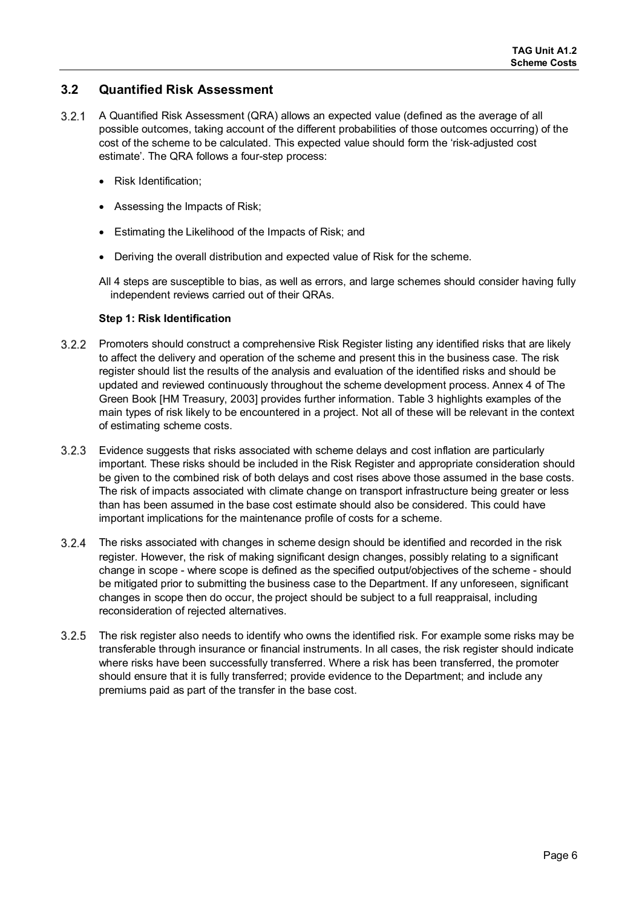## 3.2 Quantified Risk Assessment

3.2.1 A Quantified Risk Assessment (QRA) allows an expected value (defined as the average of all possible outcomes, taking account of the different probabilities of those outcomes occurring) of the cost of the scheme to be calculated. This expected value should form the 'risk-adjusted cost estimate'. The QRA follows a four-step process:

- Risk Identification;
- Assessing the Impacts of Risk;
- Estimating the Likelihood of the Impacts of Risk; and
- Deriving the overall distribution and expected value of Risk for the scheme.

All 4 steps are susceptible to bias, as well as errors, and large schemes should consider having fully independent reviews carried out of their QRAs.

**Step 1: Risk Identification**

3.2.2 Promoters should construct a comprehensive Risk Register listing any identified risks that are likely to affect the delivery and operation of the scheme and present this in the business case. The risk register should list the results of the analysis and evaluation of the identified risks and should be updated and reviewed continuously throughout the scheme development process. Annex 4 of The Green Book [HM Treasury, 2003] provides further information. Table 3 highlights examples of the main types of risk likely to be encountered in a project. Not all of these will be relevant in the context of estimating scheme costs.

3.2.3 Evidence suggests that risks associated with scheme delays and cost inflation are particularly important. These risks should be included in the Risk Register and appropriate consideration should be given to the combined risk of both delays and cost rises above those assumed in the base costs. The risk of impacts associated with climate change on transport infrastructure being greater or less than has been assumed in the base cost estimate should also be considered. This could have important implications for the maintenance profile of costs for a scheme.

3.2.4 The risks associated with changes in scheme design should be identified and recorded in the risk register. However, the risk of making significant design changes, possibly relating to a significant change in scope - where scope is defined as the specified output/objectives of the scheme - should be mitigated prior to submitting the business case to the Department. If any unforeseen, significant changes in scope then do occur, the project should be subject to a full reappraisal, including reconsideration of rejected alternatives.

3.2.5 The risk register also needs to identify who owns the identified risk. For example some risks may be transferable through insurance or financial instruments. In all cases, the risk register should indicate where risks have been successfully transferred. Where a risk has been transferred, the promoter should ensure that it is fully transferred; provide evidence to the Department; and include any premiums paid as part of the transfer in the base cost.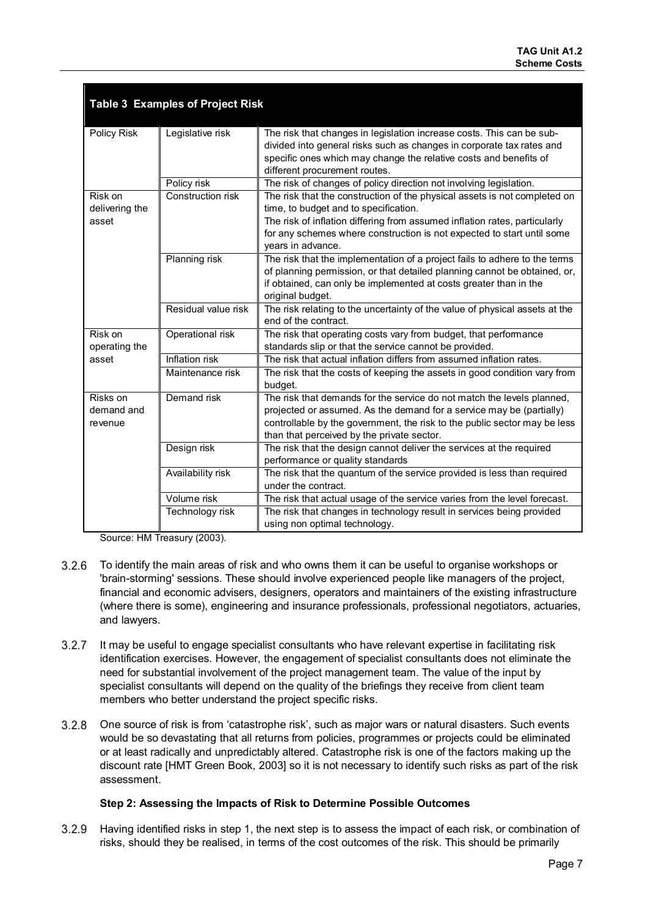| Table 3 Examples of Project Risk | | |
|---|---|---|
| Policy Risk | Legislative risk | The risk that changes in legislation increase costs. This can be sub-divided into general risks such as changes in corporate tax rates and specific ones which may change the relative costs and benefits of different procurement routes. |
| | Policy risk | The risk of changes of policy direction not involving legislation. |
| Risk on delivering the asset | Construction risk | The risk that the construction of the physical assets is not completed on time, to budget and to specification. The risk of inflation differing from assumed inflation rates, particularly for any schemes where construction is not expected to start until some years in advance. |
| | Planning risk | The risk that the implementation of a project fails to adhere to the terms of planning permission, or that detailed planning cannot be obtained, or, if obtained, can only be implemented at costs greater than in the original budget. |
| | Residual value risk | The risk relating to the uncertainty of the value of physical assets at the end of the contract. |
| Risk on operating the asset | Operational risk | The risk that operating costs vary from budget, that performance standards slip or that the service cannot be provided. |
| | Inflation risk | The risk that actual inflation differs from assumed inflation rates. |
| | Maintenance risk | The risk that the costs of keeping the assets in good condition vary from budget. |
| Risks on demand and revenue | Demand risk | The risk that demands for the service do not match the levels planned, projected or assumed. As the demand for a service may be (partially) controllable by the government, the risk to the public sector may be less than that perceived by the private sector. |
| | Design risk | The risk that the design cannot deliver the services at the required performance or quality standards |
| | Availability risk | The risk that the quantum of the service provided is less than required under the contract. |
| | Volume risk | The risk that actual usage of the service varies from the level forecast. |
| | Technology risk | The risk that changes in technology result in services being provided using non optimal technology. |

Source: HM Treasury (2003).

3.2.6 To identify the main areas of risk and who owns them it can be useful to organise workshops or 'brain-storming' sessions. These should involve experienced people like managers of the project, financial and economic advisers, designers, operators and maintainers of the existing infrastructure (where there is some), engineering and insurance professionals, professional negotiators, actuaries, and lawyers.

3.2.7 It may be useful to engage specialist consultants who have relevant expertise in facilitating risk identification exercises. However, the engagement of specialist consultants does not eliminate the need for substantial involvement of the project management team. The value of the input by specialist consultants will depend on the quality of the briefings they receive from client team members who better understand the project specific risks.

3.2.8 One source of risk is from 'catastrophe risk', such as major wars or natural disasters. Such events would be so devastating that all returns from policies, programmes or projects could be eliminated or at least radically and unpredictably altered. Catastrophe risk is one of the factors making up the discount rate [HMT Green Book, 2003] so it is not necessary to identify such risks as part of the risk assessment.

**Step 2: Assessing the Impacts of Risk to Determine Possible Outcomes**

3.2.9 Having identified risks in step 1, the next step is to assess the impact of each risk, or combination of risks, should they be realised, in terms of the cost outcomes of the risk. This should be primarily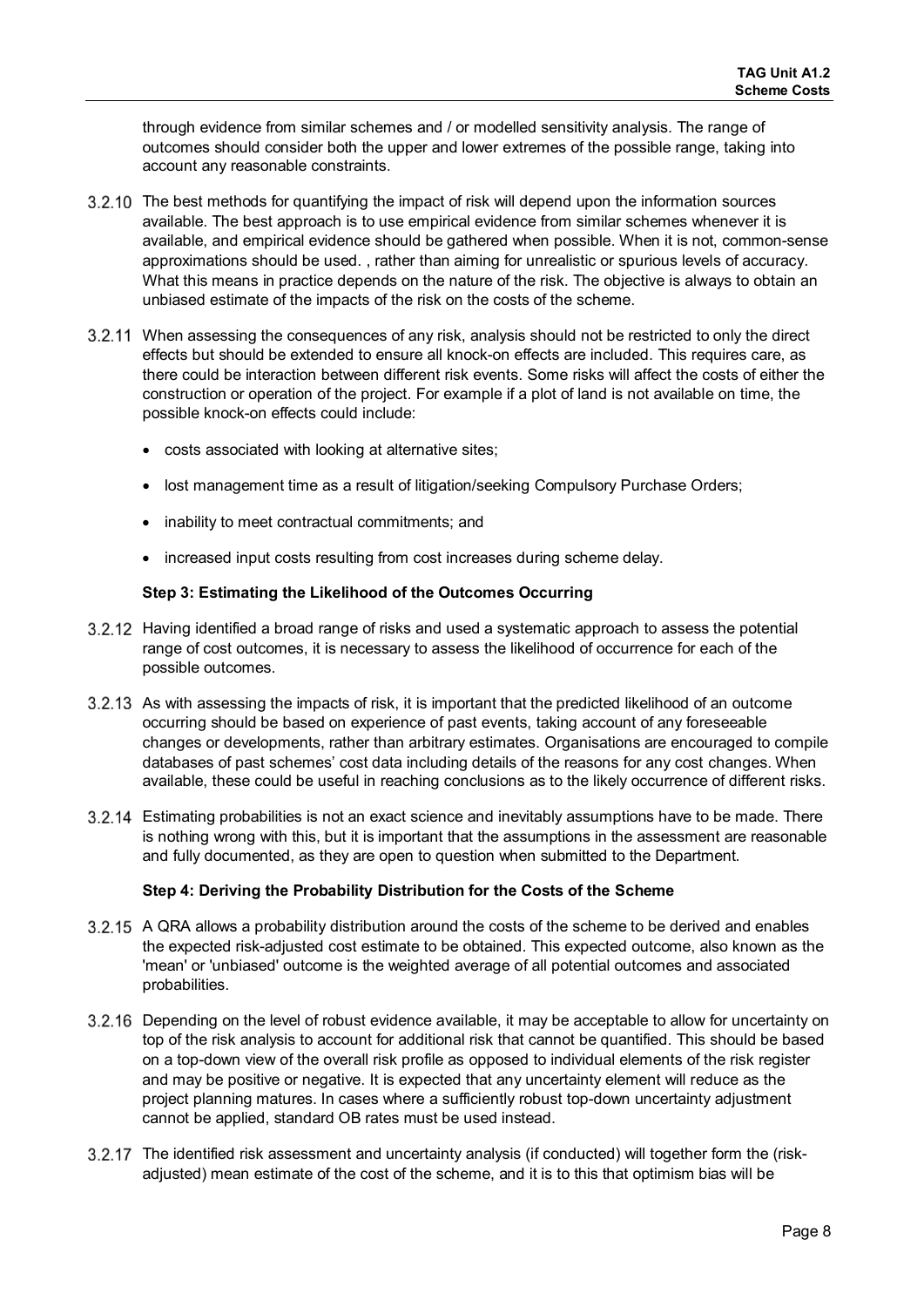through evidence from similar schemes and / or modelled sensitivity analysis. The range of outcomes should consider both the upper and lower extremes of the possible range, taking into account any reasonable constraints.

3.2.10 The best methods for quantifying the impact of risk will depend upon the information sources available. The best approach is to use empirical evidence from similar schemes whenever it is available, and empirical evidence should be gathered when possible. When it is not, common-sense approximations should be used. , rather than aiming for unrealistic or spurious levels of accuracy. What this means in practice depends on the nature of the risk. The objective is always to obtain an unbiased estimate of the impacts of the risk on the costs of the scheme.

3.2.11 When assessing the consequences of any risk, analysis should not be restricted to only the direct effects but should be extended to ensure all knock-on effects are included. This requires care, as there could be interaction between different risk events. Some risks will affect the costs of either the construction or operation of the project. For example if a plot of land is not available on time, the possible knock-on effects could include:

- costs associated with looking at alternative sites;
- lost management time as a result of litigation/seeking Compulsory Purchase Orders;
- inability to meet contractual commitments; and
- increased input costs resulting from cost increases during scheme delay.

**Step 3: Estimating the Likelihood of the Outcomes Occurring**

3.2.12 Having identified a broad range of risks and used a systematic approach to assess the potential range of cost outcomes, it is necessary to assess the likelihood of occurrence for each of the possible outcomes.

3.2.13 As with assessing the impacts of risk, it is important that the predicted likelihood of an outcome occurring should be based on experience of past events, taking account of any foreseeable changes or developments, rather than arbitrary estimates. Organisations are encouraged to compile databases of past schemes' cost data including details of the reasons for any cost changes. When available, these could be useful in reaching conclusions as to the likely occurrence of different risks.

3.2.14 Estimating probabilities is not an exact science and inevitably assumptions have to be made. There is nothing wrong with this, but it is important that the assumptions in the assessment are reasonable and fully documented, as they are open to question when submitted to the Department.

**Step 4: Deriving the Probability Distribution for the Costs of the Scheme**

3.2.15 A QRA allows a probability distribution around the costs of the scheme to be derived and enables the expected risk-adjusted cost estimate to be obtained. This expected outcome, also known as the 'mean' or 'unbiased' outcome is the weighted average of all potential outcomes and associated probabilities.

3.2.16 Depending on the level of robust evidence available, it may be acceptable to allow for uncertainty on top of the risk analysis to account for additional risk that cannot be quantified. This should be based on a top-down view of the overall risk profile as opposed to individual elements of the risk register and may be positive or negative. It is expected that any uncertainty element will reduce as the project planning matures. In cases where a sufficiently robust top-down uncertainty adjustment cannot be applied, standard OB rates must be used instead.

3.2.17 The identified risk assessment and uncertainty analysis (if conducted) will together form the (risk-adjusted) mean estimate of the cost of the scheme, and it is to this that optimism bias will be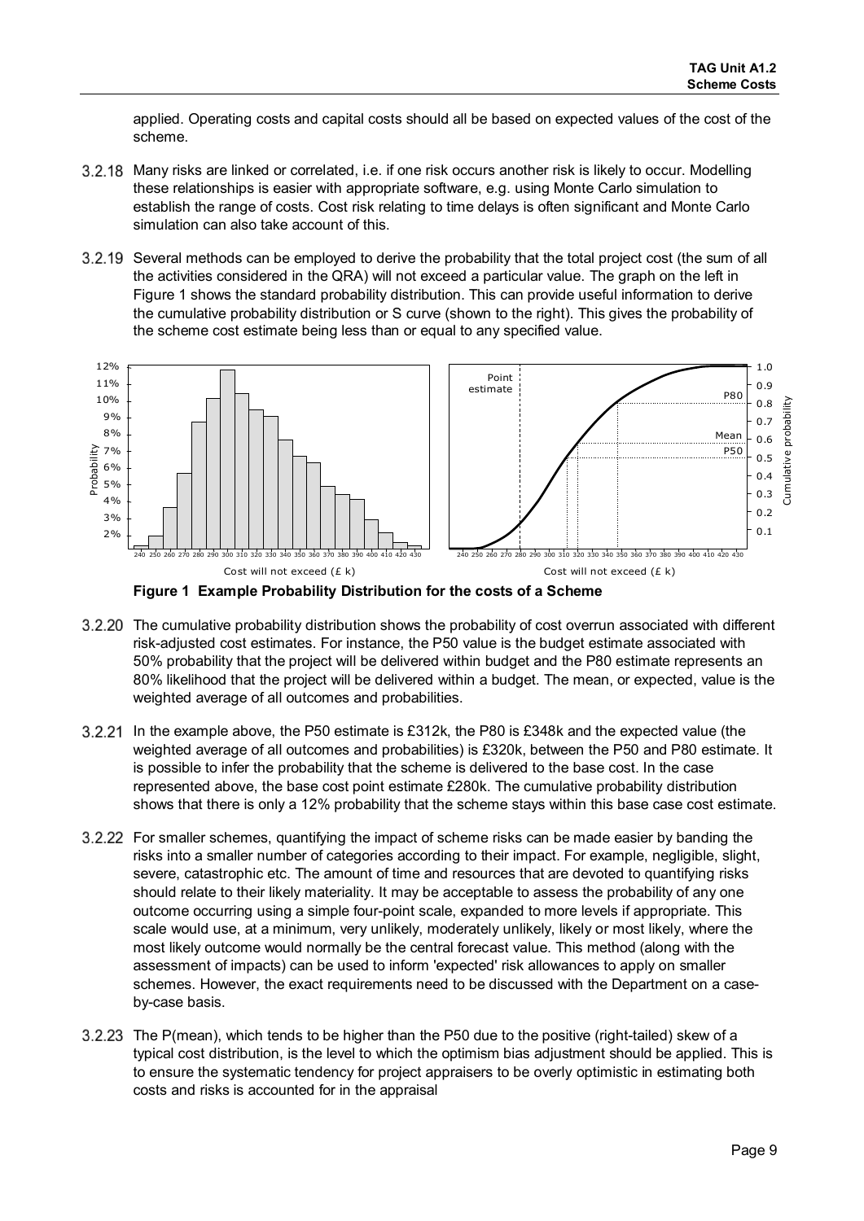applied. Operating costs and capital costs should all be based on expected values of the cost of the scheme.

3.2.18 Many risks are linked or correlated, i.e. if one risk occurs another risk is likely to occur. Modelling these relationships is easier with appropriate software, e.g. using Monte Carlo simulation to establish the range of costs. Cost risk relating to time delays is often significant and Monte Carlo simulation can also take account of this.

3.2.19 Several methods can be employed to derive the probability that the total project cost (the sum of all the activities considered in the QRA) will not exceed a particular value. The graph on the left in Figure 1 shows the standard probability distribution. This can provide useful information to derive the cumulative probability distribution or S curve (shown to the right). This gives the probability of the scheme cost estimate being less than or equal to any specified value.

**Figure 1 Example Probability Distribution for the costs of a Scheme**

3.2.20 The cumulative probability distribution shows the probability of cost overrun associated with different risk-adjusted cost estimates. For instance, the P50 value is the budget estimate associated with 50% probability that the project will be delivered within budget and the P80 estimate represents an 80% likelihood that the project will be delivered within a budget. The mean, or expected, value is the weighted average of all outcomes and probabilities.

3.2.21 In the example above, the P50 estimate is £312k, the P80 is £348k and the expected value (the weighted average of all outcomes and probabilities) is £320k, between the P50 and P80 estimate. It is possible to infer the probability that the scheme is delivered to the base cost. In the case represented above, the base cost point estimate £280k. The cumulative probability distribution shows that there is only a 12% probability that the scheme stays within this base case cost estimate.

3.2.22 For smaller schemes, quantifying the impact of scheme risks can be made easier by banding the risks into a smaller number of categories according to their impact. For example, negligible, slight, severe, catastrophic etc. The amount of time and resources that are devoted to quantifying risks should relate to their likely materiality. It may be acceptable to assess the probability of any one outcome occurring using a simple four-point scale, expanded to more levels if appropriate. This scale would use, at a minimum, very unlikely, moderately unlikely, likely or most likely, where the most likely outcome would normally be the central forecast value. This method (along with the assessment of impacts) can be used to inform 'expected' risk allowances to apply on smaller schemes. However, the exact requirements need to be discussed with the Department on a case-by-case basis.

3.2.23 The P(mean), which tends to be higher than the P50 due to the positive (right-tailed) skew of a typical cost distribution, is the level to which the optimism bias adjustment should be applied. This is to ensure the systematic tendency for project appraisers to be overly optimistic in estimating both costs and risks is accounted for in the appraisal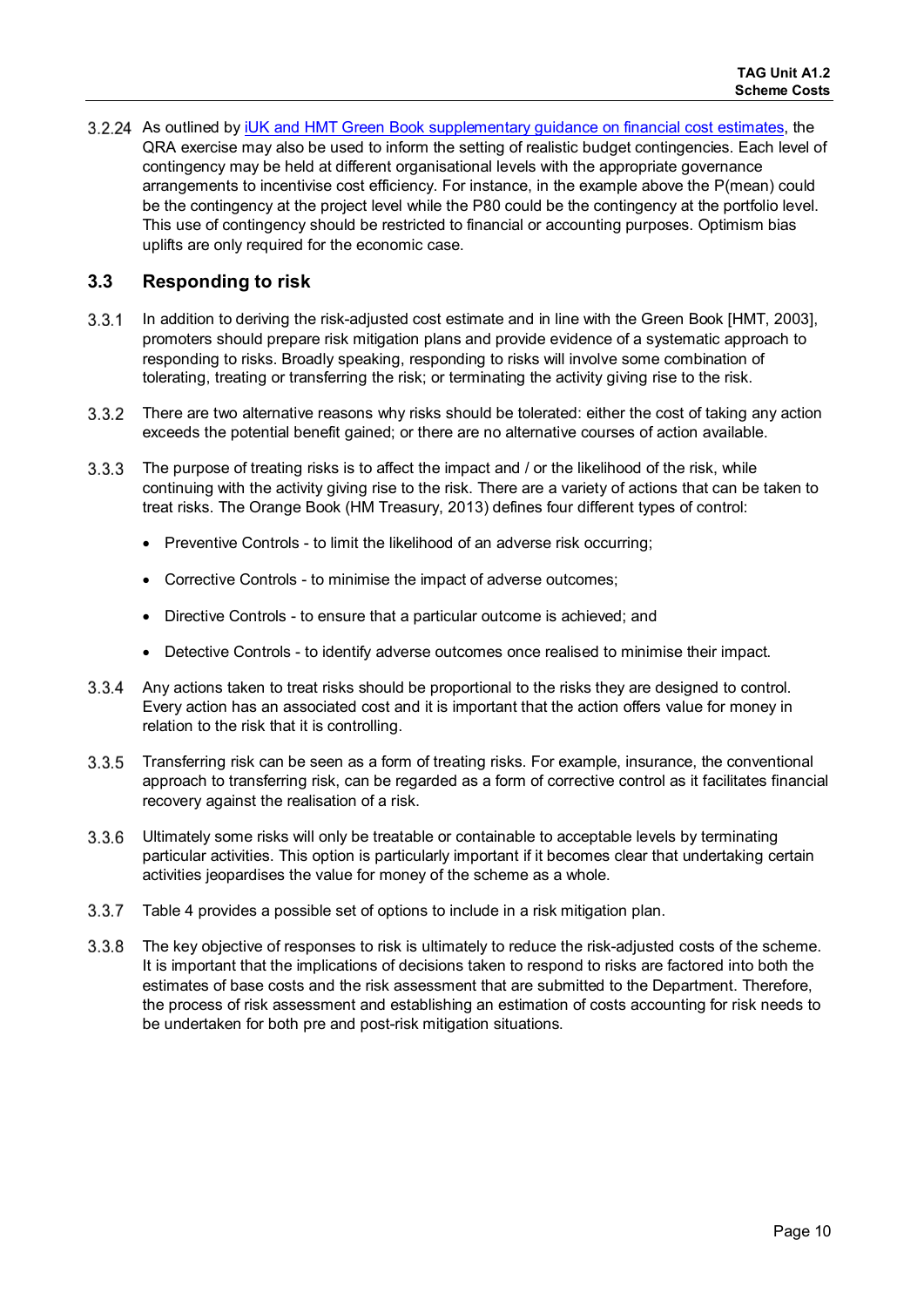3.2.24 As outlined by iUK and HMT Green Book supplementary guidance on financial cost estimates, the QRA exercise may also be used to inform the setting of realistic budget contingencies. Each level of contingency may be held at different organisational levels with the appropriate governance arrangements to incentivise cost efficiency. For instance, in the example above the P(mean) could be the contingency at the project level while the P80 could be the contingency at the portfolio level. This use of contingency should be restricted to financial or accounting purposes. Optimism bias uplifts are only required for the economic case.

## 3.3 Responding to risk

3.3.1 In addition to deriving the risk-adjusted cost estimate and in line with the Green Book [HMT, 2003], promoters should prepare risk mitigation plans and provide evidence of a systematic approach to responding to risks. Broadly speaking, responding to risks will involve some combination of tolerating, treating or transferring the risk; or terminating the activity giving rise to the risk.

3.3.2 There are two alternative reasons why risks should be tolerated: either the cost of taking any action exceeds the potential benefit gained; or there are no alternative courses of action available.

3.3.3 The purpose of treating risks is to affect the impact and / or the likelihood of the risk, while continuing with the activity giving rise to the risk. There are a variety of actions that can be taken to treat risks. The Orange Book (HM Treasury, 2013) defines four different types of control:

- Preventive Controls - to limit the likelihood of an adverse risk occurring;
- Corrective Controls - to minimise the impact of adverse outcomes;
- Directive Controls - to ensure that a particular outcome is achieved; and
- Detective Controls - to identify adverse outcomes once realised to minimise their impact.

3.3.4 Any actions taken to treat risks should be proportional to the risks they are designed to control. Every action has an associated cost and it is important that the action offers value for money in relation to the risk that it is controlling.

3.3.5 Transferring risk can be seen as a form of treating risks. For example, insurance, the conventional approach to transferring risk, can be regarded as a form of corrective control as it facilitates financial recovery against the realisation of a risk.

3.3.6 Ultimately some risks will only be treatable or containable to acceptable levels by terminating particular activities. This option is particularly important if it becomes clear that undertaking certain activities jeopardises the value for money of the scheme as a whole.

3.3.7 Table 4 provides a possible set of options to include in a risk mitigation plan.

3.3.8 The key objective of responses to risk is ultimately to reduce the risk-adjusted costs of the scheme. It is important that the implications of decisions taken to respond to risks are factored into both the estimates of base costs and the risk assessment that are submitted to the Department. Therefore, the process of risk assessment and establishing an estimation of costs accounting for risk needs to be undertaken for both pre and post-risk mitigation situations.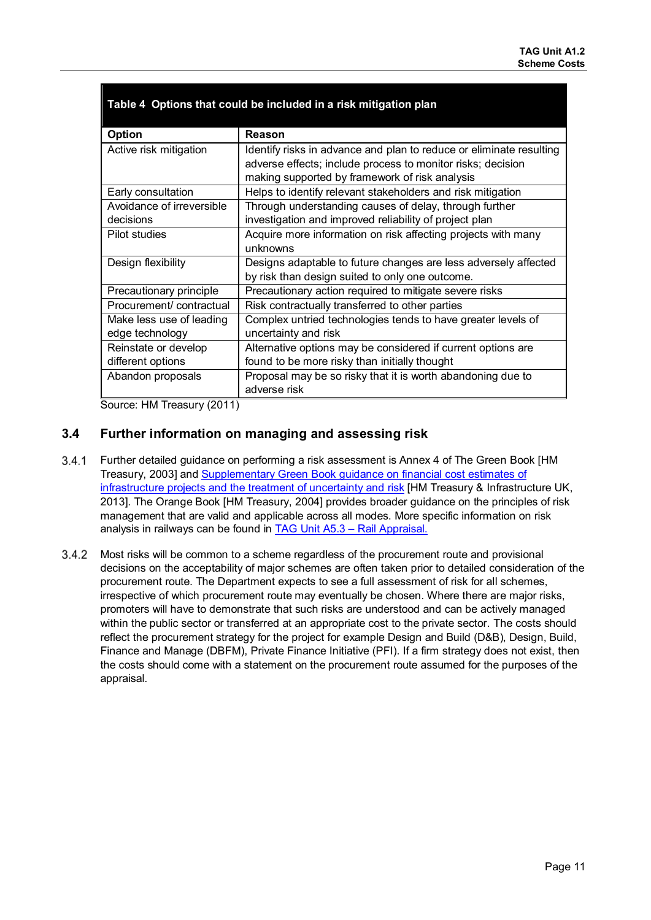**Table 4 Options that could be included in a risk mitigation plan**

| Option | Reason |
|---|---|
| Active risk mitigation | Identify risks in advance and plan to reduce or eliminate resulting adverse effects; include process to monitor risks; decision making supported by framework of risk analysis |
| Early consultation | Helps to identify relevant stakeholders and risk mitigation |
| Avoidance of irreversible decisions | Through understanding causes of delay, through further investigation and improved reliability of project plan |
| Pilot studies | Acquire more information on risk affecting projects with many unknowns |
| Design flexibility | Designs adaptable to future changes are less adversely affected by risk than design suited to only one outcome. |
| Precautionary principle | Precautionary action required to mitigate severe risks |
| Procurement/ contractual | Risk contractually transferred to other parties |
| Make less use of leading edge technology | Complex untried technologies tends to have greater levels of uncertainty and risk |
| Reinstate or develop different options | Alternative options may be considered if current options are found to be more risky than initially thought |
| Abandon proposals | Proposal may be so risky that it is worth abandoning due to adverse risk |

Source: HM Treasury (2011)

## 3.4 Further information on managing and assessing risk

3.4.1 Further detailed guidance on performing a risk assessment is Annex 4 of The Green Book [HM Treasury, 2003] and Supplementary Green Book guidance on financial cost estimates of infrastructure projects and the treatment of uncertainty and risk [HM Treasury & Infrastructure UK, 2013]. The Orange Book [HM Treasury, 2004] provides broader guidance on the principles of risk management that are valid and applicable across all modes. More specific information on risk analysis in railways can be found in TAG Unit A5.3 – Rail Appraisal.

3.4.2 Most risks will be common to a scheme regardless of the procurement route and provisional decisions on the acceptability of major schemes are often taken prior to detailed consideration of the procurement route. The Department expects to see a full assessment of risk for all schemes, irrespective of which procurement route may eventually be chosen. Where there are major risks, promoters will have to demonstrate that such risks are understood and can be actively managed within the public sector or transferred at an appropriate cost to the private sector. The costs should reflect the procurement strategy for the project for example Design and Build (D&B), Design, Build, Finance and Manage (DBFM), Private Finance Initiative (PFI). If a firm strategy does not exist, then the costs should come with a statement on the procurement route assumed for the purposes of the appraisal.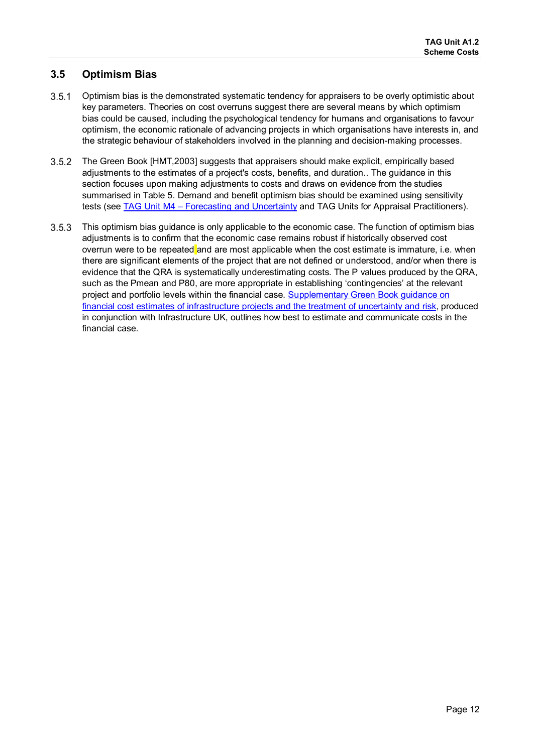## 3.5 Optimism Bias

3.5.1 Optimism bias is the demonstrated systematic tendency for appraisers to be overly optimistic about key parameters. Theories on cost overruns suggest there are several means by which optimism bias could be caused, including the psychological tendency for humans and organisations to favour optimism, the economic rationale of advancing projects in which organisations have interests in, and the strategic behaviour of stakeholders involved in the planning and decision-making processes.

3.5.2 The Green Book [HMT,2003] suggests that appraisers should make explicit, empirically based adjustments to the estimates of a project's costs, benefits, and duration.. The guidance in this section focuses upon making adjustments to costs and draws on evidence from the studies summarised in Table 5. Demand and benefit optimism bias should be examined using sensitivity tests (see TAG Unit M4 – Forecasting and Uncertainty and TAG Units for Appraisal Practitioners).

3.5.3 This optimism bias guidance is only applicable to the economic case. The function of optimism bias adjustments is to confirm that the economic case remains robust if historically observed cost overrun were to be repeated and are most applicable when the cost estimate is immature, i.e. when there are significant elements of the project that are not defined or understood, and/or when there is evidence that the QRA is systematically underestimating costs. The P values produced by the QRA, such as the Pmean and P80, are more appropriate in establishing 'contingencies' at the relevant project and portfolio levels within the financial case. Supplementary Green Book guidance on financial cost estimates of infrastructure projects and the treatment of uncertainty and risk, produced in conjunction with Infrastructure UK, outlines how best to estimate and communicate costs in the financial case.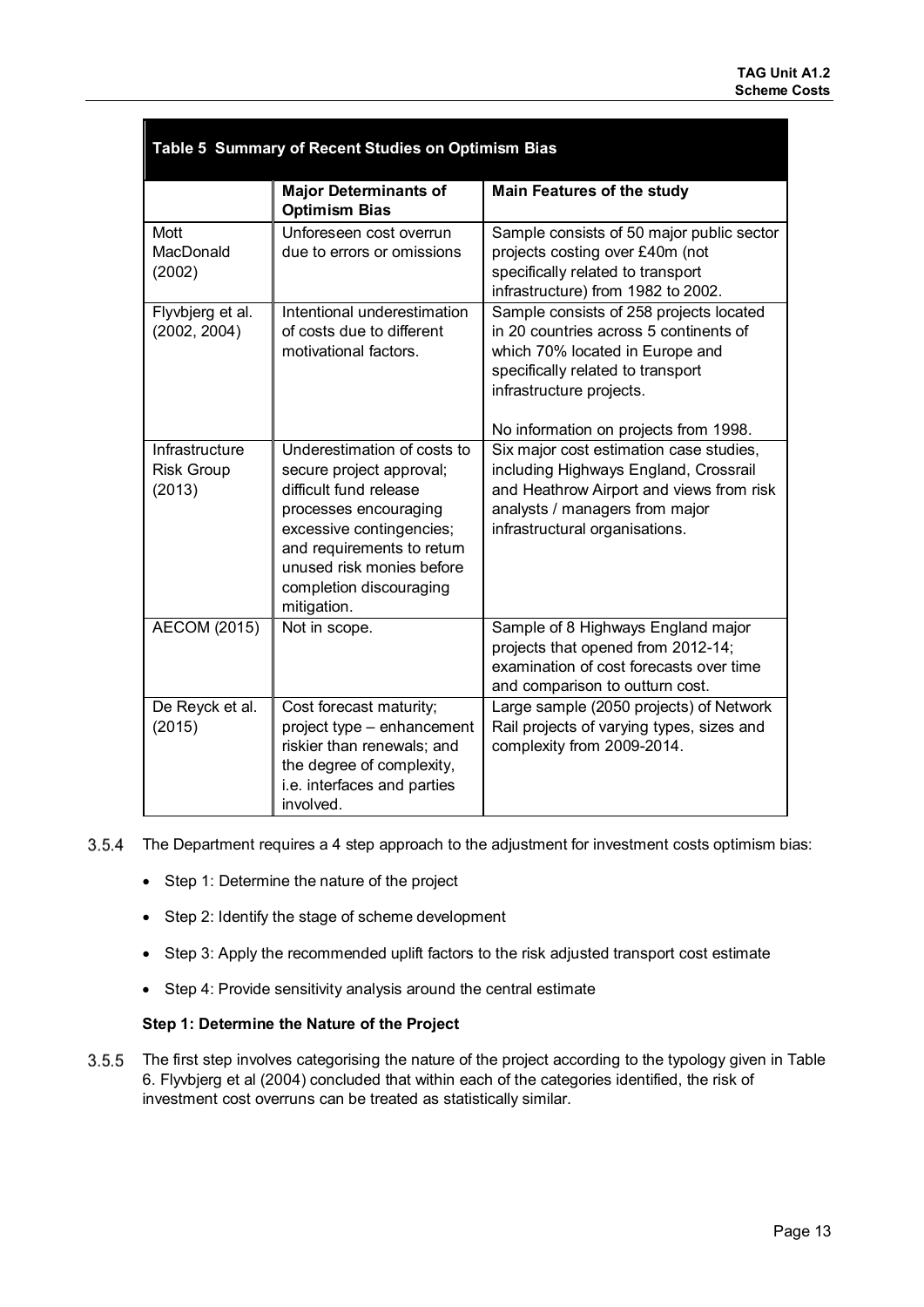**Table 5 Summary of Recent Studies on Optimism Bias**

| | Major Determinants of Optimism Bias | Main Features of the study |
|---|---|---|
| Mott MacDonald (2002) | Unforeseen cost overrun due to errors or omissions | Sample consists of 50 major public sector projects costing over £40m (not specifically related to transport infrastructure) from 1982 to 2002. |
| Flyvbjerg et al. (2002, 2004) | Intentional underestimation of costs due to different motivational factors. | Sample consists of 258 projects located in 20 countries across 5 continents of which 70% located in Europe and specifically related to transport infrastructure projects.<br><br>No information on projects from 1998. |
| Infrastructure Risk Group (2013) | Underestimation of costs to secure project approval; difficult fund release processes encouraging excessive contingencies; and requirements to return unused risk monies before completion discouraging mitigation. | Six major cost estimation case studies, including Highways England, Crossrail and Heathrow Airport and views from risk analysts / managers from major infrastructural organisations. |
| AECOM (2015) | Not in scope. | Sample of 8 Highways England major projects that opened from 2012-14; examination of cost forecasts over time and comparison to outturn cost. |
| De Reyck et al. (2015) | Cost forecast maturity; project type – enhancement riskier than renewals; and the degree of complexity, i.e. interfaces and parties involved. | Large sample (2050 projects) of Network Rail projects of varying types, sizes and complexity from 2009-2014. |

3.5.4 The Department requires a 4 step approach to the adjustment for investment costs optimism bias:

- Step 1: Determine the nature of the project
- Step 2: Identify the stage of scheme development
- Step 3: Apply the recommended uplift factors to the risk adjusted transport cost estimate
- Step 4: Provide sensitivity analysis around the central estimate

**Step 1: Determine the Nature of the Project**

3.5.5 The first step involves categorising the nature of the project according to the typology given in Table 6. Flyvbjerg et al (2004) concluded that within each of the categories identified, the risk of investment cost overruns can be treated as statistically similar.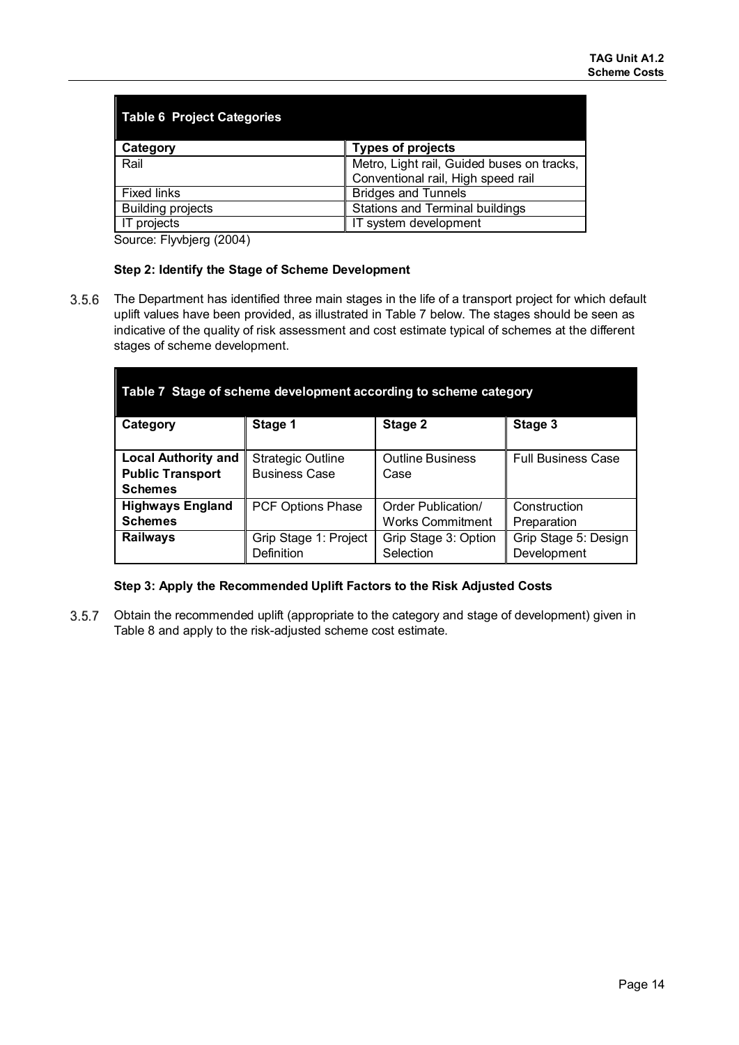**Table 6 Project Categories**

| Category | Types of projects |
| --- | --- |
| Rail | Metro, Light rail, Guided buses on tracks, Conventional rail, High speed rail |
| Fixed links | Bridges and Tunnels |
| Building projects | Stations and Terminal buildings |
| IT projects | IT system development |

Source: Flyvbjerg (2004)

**Step 2: Identify the Stage of Scheme Development**

3.5.6 The Department has identified three main stages in the life of a transport project for which default uplift values have been provided, as illustrated in Table 7 below. The stages should be seen as indicative of the quality of risk assessment and cost estimate typical of schemes at the different stages of scheme development.

**Table 7 Stage of scheme development according to scheme category**

| Category | Stage 1 | Stage 2 | Stage 3 |
| --- | --- | --- | --- |
| **Local Authority and Public Transport Schemes** | Strategic Outline Business Case | Outline Business Case | Full Business Case |
| **Highways England Schemes** | PCF Options Phase | Order Publication/ Works Commitment | Construction Preparation |
| **Railways** | Grip Stage 1: Project Definition | Grip Stage 3: Option Selection | Grip Stage 5: Design Development |

**Step 3: Apply the Recommended Uplift Factors to the Risk Adjusted Costs**

3.5.7 Obtain the recommended uplift (appropriate to the category and stage of development) given in Table 8 and apply to the risk-adjusted scheme cost estimate.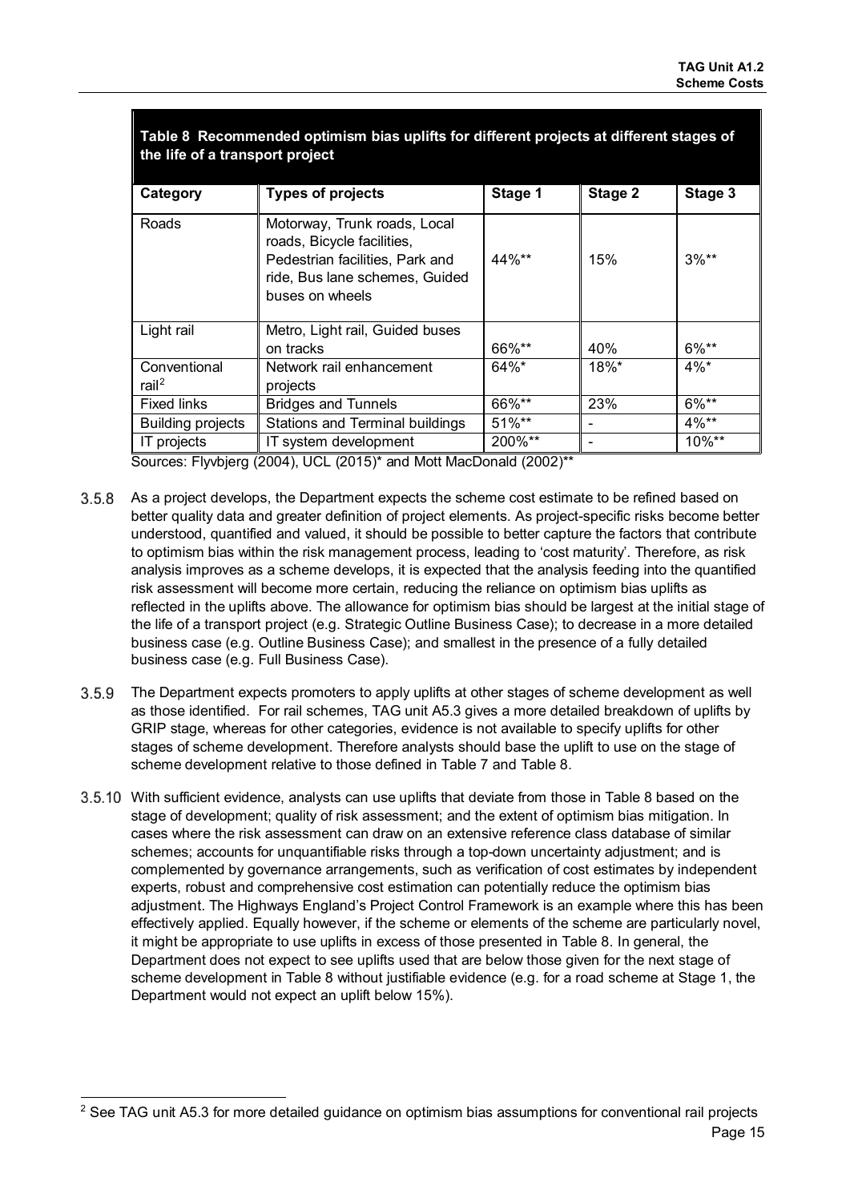**Table 8 Recommended optimism bias uplifts for different projects at different stages of the life of a transport project**

| Category | Types of projects | Stage 1 | Stage 2 | Stage 3 |
|---|---|---|---|---|
| Roads | Motorway, Trunk roads, Local roads, Bicycle facilities, Pedestrian facilities, Park and ride, Bus lane schemes, Guided buses on wheels | 44%** | 15% | 3%** |
| Light rail | Metro, Light rail, Guided buses on tracks | 66%** | 40% | 6%** |
| Conventional rail[2] | Network rail enhancement projects | 64%* | 18%* | 4%* |
| Fixed links | Bridges and Tunnels | 66%** | 23% | 6%** |
| Building projects | Stations and Terminal buildings | 51%** | - | 4%** |
| IT projects | IT system development | 200%** | - | 10%** |

Sources: Flyvbjerg (2004), UCL (2015)* and Mott MacDonald (2002)**

3.5.8 As a project develops, the Department expects the scheme cost estimate to be refined based on better quality data and greater definition of project elements. As project-specific risks become better understood, quantified and valued, it should be possible to better capture the factors that contribute to optimism bias within the risk management process, leading to 'cost maturity'. Therefore, as risk analysis improves as a scheme develops, it is expected that the analysis feeding into the quantified risk assessment will become more certain, reducing the reliance on optimism bias uplifts as reflected in the uplifts above. The allowance for optimism bias should be largest at the initial stage of the life of a transport project (e.g. Strategic Outline Business Case); to decrease in a more detailed business case (e.g. Outline Business Case); and smallest in the presence of a fully detailed business case (e.g. Full Business Case).

3.5.9 The Department expects promoters to apply uplifts at other stages of scheme development as well as those identified. For rail schemes, TAG unit A5.3 gives a more detailed breakdown of uplifts by GRIP stage, whereas for other categories, evidence is not available to specify uplifts for other stages of scheme development. Therefore analysts should base the uplift to use on the stage of scheme development relative to those defined in Table 7 and Table 8.

3.5.10 With sufficient evidence, analysts can use uplifts that deviate from those in Table 8 based on the stage of development; quality of risk assessment; and the extent of optimism bias mitigation. In cases where the risk assessment can draw on an extensive reference class database of similar schemes; accounts for unquantifiable risks through a top-down uncertainty adjustment; and is complemented by governance arrangements, such as verification of cost estimates by independent experts, robust and comprehensive cost estimation can potentially reduce the optimism bias adjustment. The Highways England's Project Control Framework is an example where this has been effectively applied. Equally however, if the scheme or elements of the scheme are particularly novel, it might be appropriate to use uplifts in excess of those presented in Table 8. In general, the Department does not expect to see uplifts used that are below those given for the next stage of scheme development in Table 8 without justifiable evidence (e.g. for a road scheme at Stage 1, the Department would not expect an uplift below 15%).

[2] See TAG unit A5.3 for more detailed guidance on optimism bias assumptions for conventional rail projects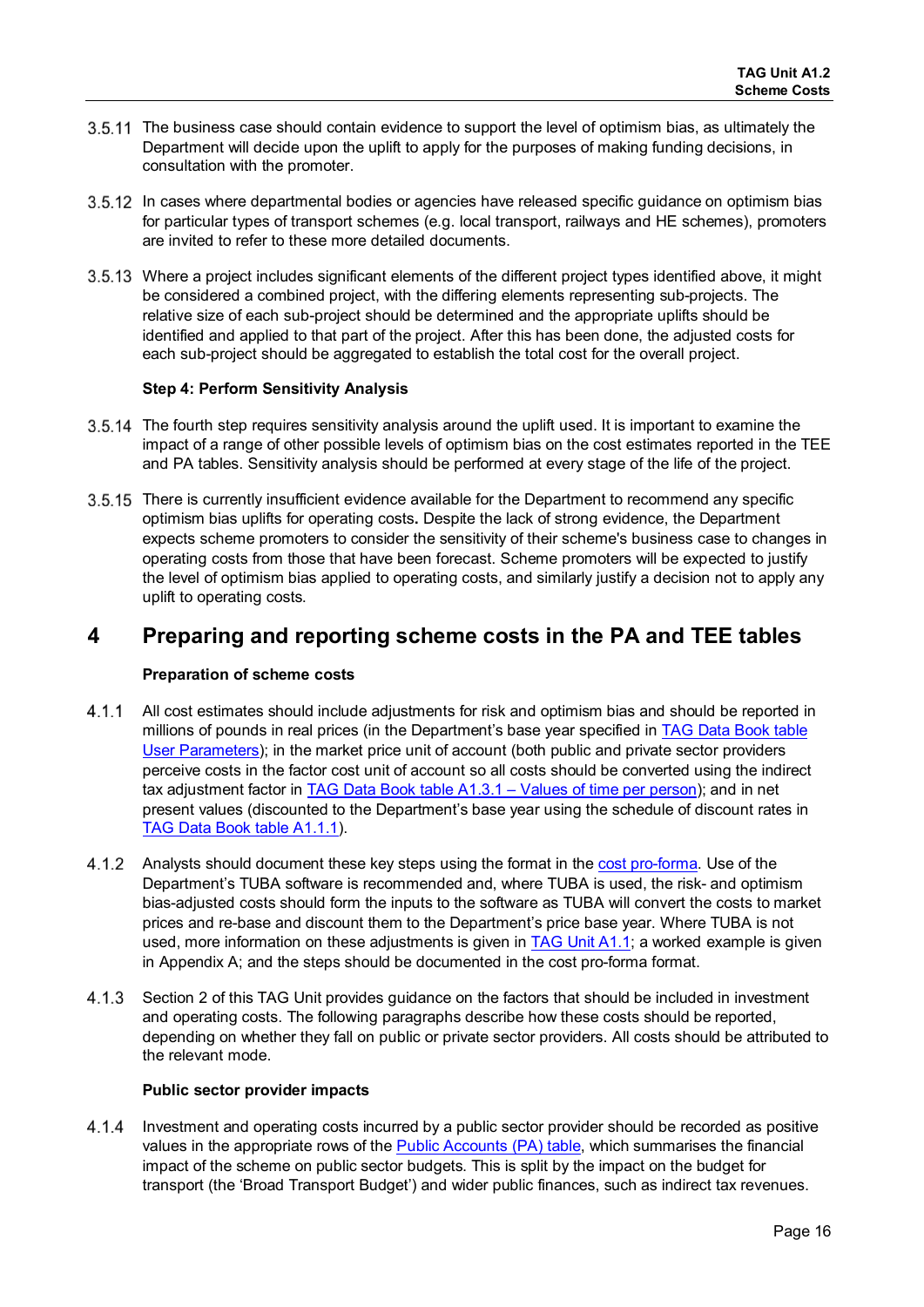3.5.11 The business case should contain evidence to support the level of optimism bias, as ultimately the Department will decide upon the uplift to apply for the purposes of making funding decisions, in consultation with the promoter.

3.5.12 In cases where departmental bodies or agencies have released specific guidance on optimism bias for particular types of transport schemes (e.g. local transport, railways and HE schemes), promoters are invited to refer to these more detailed documents.

3.5.13 Where a project includes significant elements of the different project types identified above, it might be considered a combined project, with the differing elements representing sub-projects. The relative size of each sub-project should be determined and the appropriate uplifts should be identified and applied to that part of the project. After this has been done, the adjusted costs for each sub-project should be aggregated to establish the total cost for the overall project.

**Step 4: Perform Sensitivity Analysis**

3.5.14 The fourth step requires sensitivity analysis around the uplift used. It is important to examine the impact of a range of other possible levels of optimism bias on the cost estimates reported in the TEE and PA tables. Sensitivity analysis should be performed at every stage of the life of the project.

3.5.15 There is currently insufficient evidence available for the Department to recommend any specific optimism bias uplifts for operating costs**.** Despite the lack of strong evidence, the Department expects scheme promoters to consider the sensitivity of their scheme's business case to changes in operating costs from those that have been forecast. Scheme promoters will be expected to justify the level of optimism bias applied to operating costs, and similarly justify a decision not to apply any uplift to operating costs.

# 4 Preparing and reporting scheme costs in the PA and TEE tables

**Preparation of scheme costs**

4.1.1 All cost estimates should include adjustments for risk and optimism bias and should be reported in millions of pounds in real prices (in the Department's base year specified in TAG Data Book table User Parameters); in the market price unit of account (both public and private sector providers perceive costs in the factor cost unit of account so all costs should be converted using the indirect tax adjustment factor in TAG Data Book table A1.3.1 – Values of time per person); and in net present values (discounted to the Department's base year using the schedule of discount rates in TAG Data Book table A1.1.1).

4.1.2 Analysts should document these key steps using the format in the cost pro-forma. Use of the Department's TUBA software is recommended and, where TUBA is used, the risk- and optimism bias-adjusted costs should form the inputs to the software as TUBA will convert the costs to market prices and re-base and discount them to the Department's price base year. Where TUBA is not used, more information on these adjustments is given in TAG Unit A1.1; a worked example is given in Appendix A; and the steps should be documented in the cost pro-forma format.

4.1.3 Section 2 of this TAG Unit provides guidance on the factors that should be included in investment and operating costs. The following paragraphs describe how these costs should be reported, depending on whether they fall on public or private sector providers. All costs should be attributed to the relevant mode.

**Public sector provider impacts**

4.1.4 Investment and operating costs incurred by a public sector provider should be recorded as positive values in the appropriate rows of the Public Accounts (PA) table, which summarises the financial impact of the scheme on public sector budgets. This is split by the impact on the budget for transport (the 'Broad Transport Budget') and wider public finances, such as indirect tax revenues.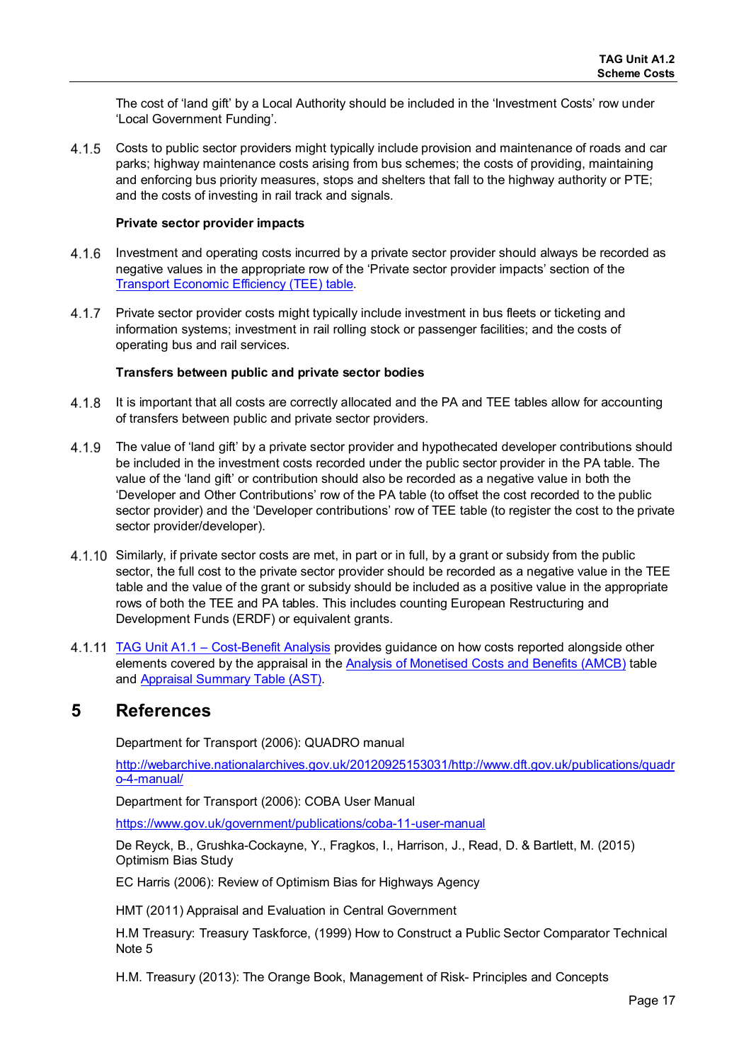The cost of 'land gift' by a Local Authority should be included in the 'Investment Costs' row under 'Local Government Funding'.

4.1.5 Costs to public sector providers might typically include provision and maintenance of roads and car parks; highway maintenance costs arising from bus schemes; the costs of providing, maintaining and enforcing bus priority measures, stops and shelters that fall to the highway authority or PTE; and the costs of investing in rail track and signals.

**Private sector provider impacts**

4.1.6 Investment and operating costs incurred by a private sector provider should always be recorded as negative values in the appropriate row of the 'Private sector provider impacts' section of the [Transport Economic Efficiency (TEE) table](#).

4.1.7 Private sector provider costs might typically include investment in bus fleets or ticketing and information systems; investment in rail rolling stock or passenger facilities; and the costs of operating bus and rail services.

**Transfers between public and private sector bodies**

4.1.8 It is important that all costs are correctly allocated and the PA and TEE tables allow for accounting of transfers between public and private sector providers.

4.1.9 The value of 'land gift' by a private sector provider and hypothecated developer contributions should be included in the investment costs recorded under the public sector provider in the PA table. The value of the 'land gift' or contribution should also be recorded as a negative value in both the 'Developer and Other Contributions' row of the PA table (to offset the cost recorded to the public sector provider) and the 'Developer contributions' row of TEE table (to register the cost to the private sector provider/developer).

4.1.10 Similarly, if private sector costs are met, in part or in full, by a grant or subsidy from the public sector, the full cost to the private sector provider should be recorded as a negative value in the TEE table and the value of the grant or subsidy should be included as a positive value in the appropriate rows of both the TEE and PA tables. This includes counting European Restructuring and Development Funds (ERDF) or equivalent grants.

4.1.11 [TAG Unit A1.1 – Cost-Benefit Analysis](#) provides guidance on how costs reported alongside other elements covered by the appraisal in the [Analysis of Monetised Costs and Benefits (AMCB)](#) table and [Appraisal Summary Table (AST)](#).

# 5 References

Department for Transport (2006): QUADRO manual

http://webarchive.nationalarchives.gov.uk/20120925153031/http://www.dft.gov.uk/publications/quadro-4-manual/

Department for Transport (2006): COBA User Manual

https://www.gov.uk/government/publications/coba-11-user-manual

De Reyck, B., Grushka-Cockayne, Y., Fragkos, I., Harrison, J., Read, D. & Bartlett, M. (2015) Optimism Bias Study

EC Harris (2006): Review of Optimism Bias for Highways Agency

HMT (2011) Appraisal and Evaluation in Central Government

H.M Treasury: Treasury Taskforce, (1999) How to Construct a Public Sector Comparator Technical Note 5

H.M. Treasury (2013): The Orange Book, Management of Risk- Principles and Concepts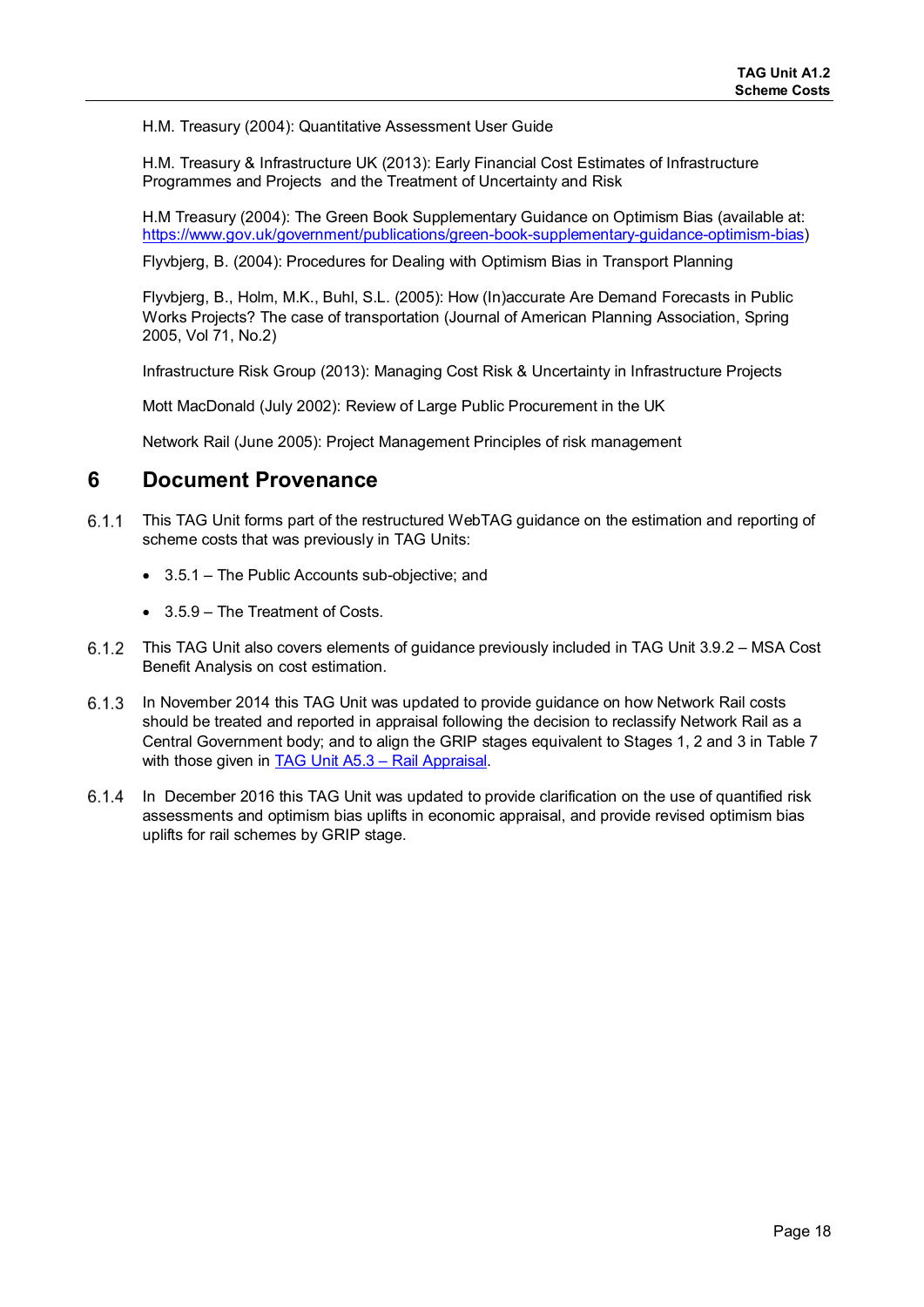H.M. Treasury (2004): Quantitative Assessment User Guide

H.M. Treasury & Infrastructure UK (2013): Early Financial Cost Estimates of Infrastructure Programmes and Projects and the Treatment of Uncertainty and Risk

H.M Treasury (2004): The Green Book Supplementary Guidance on Optimism Bias (available at: [https://www.gov.uk/government/publications/green-book-supplementary-guidance-optimism-bias](https://www.gov.uk/government/publications/green-book-supplementary-guidance-optimism-bias))

Flyvbjerg, B. (2004): Procedures for Dealing with Optimism Bias in Transport Planning

Flyvbjerg, B., Holm, M.K., Buhl, S.L. (2005): How (In)accurate Are Demand Forecasts in Public Works Projects? The case of transportation (Journal of American Planning Association, Spring 2005, Vol 71, No.2)

Infrastructure Risk Group (2013): Managing Cost Risk & Uncertainty in Infrastructure Projects

Mott MacDonald (July 2002): Review of Large Public Procurement in the UK

Network Rail (June 2005): Project Management Principles of risk management

# 6 Document Provenance

6.1.1 This TAG Unit forms part of the restructured WebTAG guidance on the estimation and reporting of scheme costs that was previously in TAG Units:

- 3.5.1 – The Public Accounts sub-objective; and
- 3.5.9 – The Treatment of Costs.

6.1.2 This TAG Unit also covers elements of guidance previously included in TAG Unit 3.9.2 – MSA Cost Benefit Analysis on cost estimation.

6.1.3 In November 2014 this TAG Unit was updated to provide guidance on how Network Rail costs should be treated and reported in appraisal following the decision to reclassify Network Rail as a Central Government body; and to align the GRIP stages equivalent to Stages 1, 2 and 3 in Table 7 with those given in [TAG Unit A5.3 – Rail Appraisal](#).

6.1.4 In December 2016 this TAG Unit was updated to provide clarification on the use of quantified risk assessments and optimism bias uplifts in economic appraisal, and provide revised optimism bias uplifts for rail schemes by GRIP stage.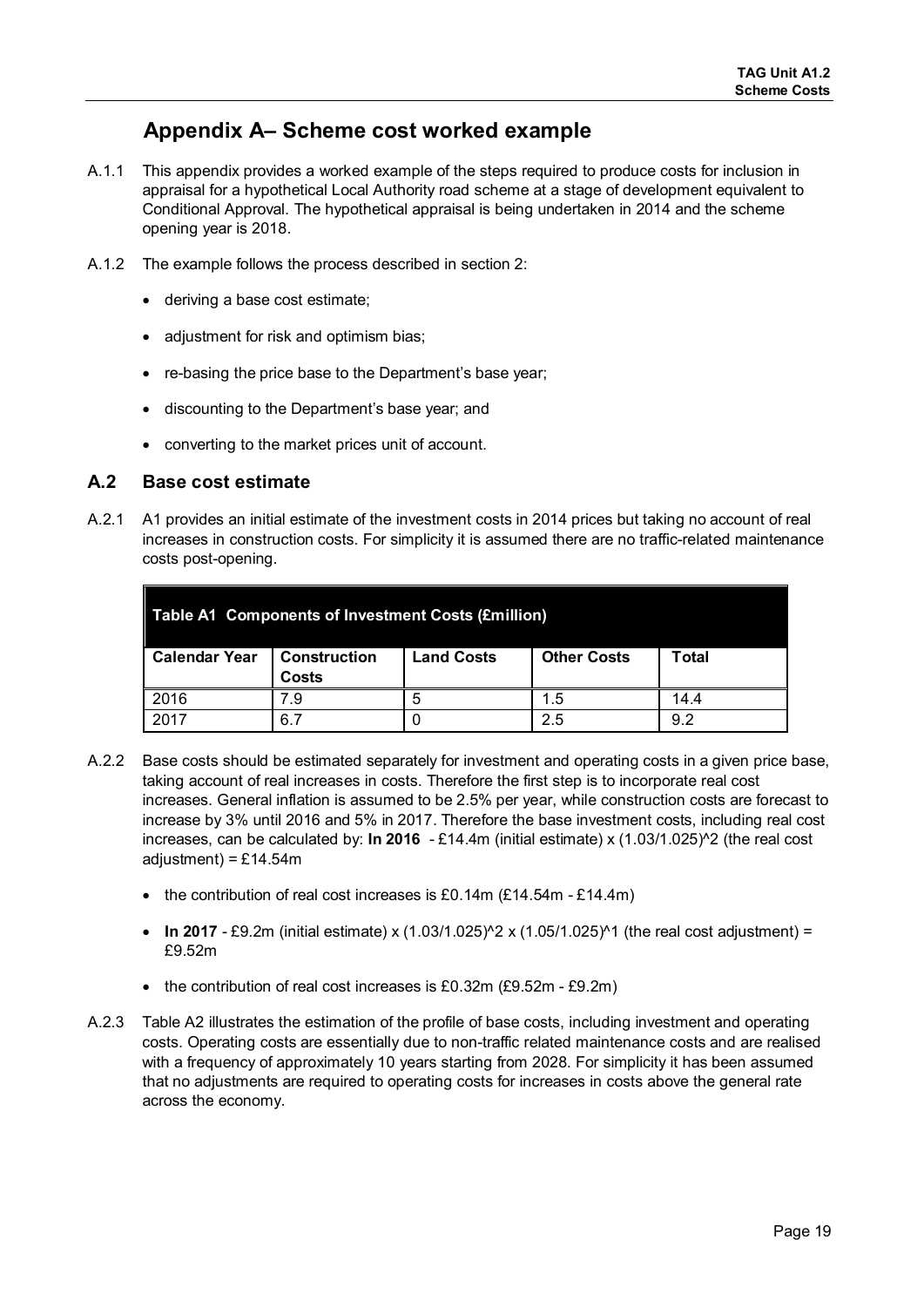# Appendix A– Scheme cost worked example

A.1.1 This appendix provides a worked example of the steps required to produce costs for inclusion in appraisal for a hypothetical Local Authority road scheme at a stage of development equivalent to Conditional Approval. The hypothetical appraisal is being undertaken in 2014 and the scheme opening year is 2018.

A.1.2 The example follows the process described in section 2:

- deriving a base cost estimate;
- adjustment for risk and optimism bias;
- re-basing the price base to the Department's base year;
- discounting to the Department's base year; and
- converting to the market prices unit of account.

## A.2 Base cost estimate

A.2.1 A1 provides an initial estimate of the investment costs in 2014 prices but taking no account of real increases in construction costs. For simplicity it is assumed there are no traffic-related maintenance costs post-opening.

**Table A1 Components of Investment Costs (£million)**

| Calendar Year | Construction Costs | Land Costs | Other Costs | Total |
|---|---|---|---|---|
| 2016 | 7.9 | 5 | 1.5 | 14.4 |
| 2017 | 6.7 | 0 | 2.5 | 9.2 |

A.2.2 Base costs should be estimated separately for investment and operating costs in a given price base, taking account of real increases in costs. Therefore the first step is to incorporate real cost increases. General inflation is assumed to be 2.5% per year, while construction costs are forecast to increase by 3% until 2016 and 5% in 2017. Therefore the base investment costs, including real cost increases, can be calculated by: **In 2016** - £14.4m (initial estimate) x $(1.03/1.025)^2$ (the real cost adjustment) = £14.54m

- the contribution of real cost increases is £0.14m (£14.54m - £14.4m)
- **In 2017** - £9.2m (initial estimate) x $(1.03/1.025)^2$ x $(1.05/1.025)^1$ (the real cost adjustment) = £9.52m
- the contribution of real cost increases is £0.32m (£9.52m - £9.2m)

A.2.3 Table A2 illustrates the estimation of the profile of base costs, including investment and operating costs. Operating costs are essentially due to non-traffic related maintenance costs and are realised with a frequency of approximately 10 years starting from 2028. For simplicity it has been assumed that no adjustments are required to operating costs for increases in costs above the general rate across the economy.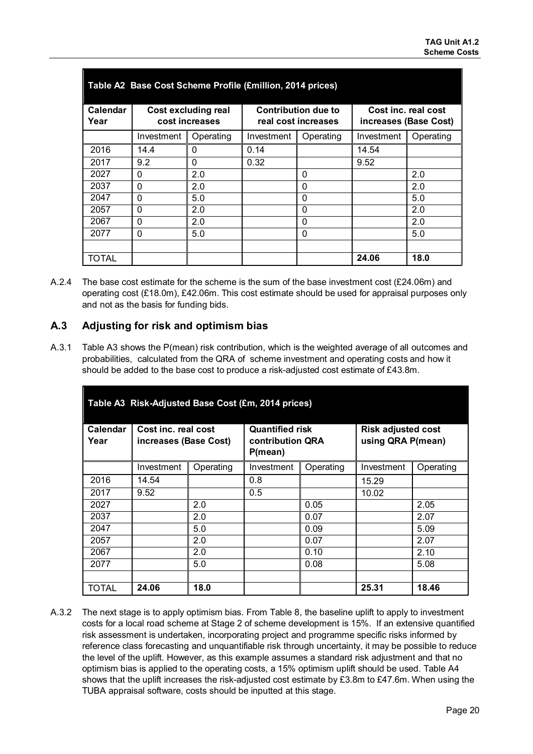| Table A2 Base Cost Scheme Profile (£million, 2014 prices) | | | | | | |
|---|---|---|---|---|---|---|
| Calendar Year | Cost excluding real cost increases | | Contribution due to real cost increases | | Cost inc. real cost increases (Base Cost) | |
| | Investment | Operating | Investment | Operating | Investment | Operating |
| 2016 | 14.4 | 0 | 0.14 | | 14.54 | |
| 2017 | 9.2 | 0 | 0.32 | | 9.52 | |
| 2027 | 0 | 2.0 | | 0 | | 2.0 |
| 2037 | 0 | 2.0 | | 0 | | 2.0 |
| 2047 | 0 | 5.0 | | 0 | | 5.0 |
| 2057 | 0 | 2.0 | | 0 | | 2.0 |
| 2067 | 0 | 2.0 | | 0 | | 2.0 |
| 2077 | 0 | 5.0 | | 0 | | 5.0 |
| | | | | | | |
| TOTAL | | | | | **24.06** | **18.0** |

A.2.4 The base cost estimate for the scheme is the sum of the base investment cost (£24.06m) and operating cost (£18.0m), £42.06m. This cost estimate should be used for appraisal purposes only and not as the basis for funding bids.

## A.3 Adjusting for risk and optimism bias

A.3.1 Table A3 shows the P(mean) risk contribution, which is the weighted average of all outcomes and probabilities, calculated from the QRA of scheme investment and operating costs and how it should be added to the base cost to produce a risk-adjusted cost estimate of £43.8m.

| Table A3 Risk-Adjusted Base Cost (£m, 2014 prices) | | | | | | |
|---|---|---|---|---|---|---|
| Calendar Year | Cost inc. real cost increases (Base Cost) | | Quantified risk contribution QRA P(mean) | | Risk adjusted cost using QRA P(mean) | |
| | Investment | Operating | Investment | Operating | Investment | Operating |
| 2016 | 14.54 | | 0.8 | | 15.29 | |
| 2017 | 9.52 | | 0.5 | | 10.02 | |
| 2027 | | 2.0 | | 0.05 | | 2.05 |
| 2037 | | 2.0 | | 0.07 | | 2.07 |
| 2047 | | 5.0 | | 0.09 | | 5.09 |
| 2057 | | 2.0 | | 0.07 | | 2.07 |
| 2067 | | 2.0 | | 0.10 | | 2.10 |
| 2077 | | 5.0 | | 0.08 | | 5.08 |
| | | | | | | |
| TOTAL | **24.06** | **18.0** | | | **25.31** | **18.46** |

A.3.2 The next stage is to apply optimism bias. From Table 8, the baseline uplift to apply to investment costs for a local road scheme at Stage 2 of scheme development is 15%. If an extensive quantified risk assessment is undertaken, incorporating project and programme specific risks informed by reference class forecasting and unquantifiable risk through uncertainty, it may be possible to reduce the level of the uplift. However, as this example assumes a standard risk adjustment and that no optimism bias is applied to the operating costs, a 15% optimism uplift should be used. Table A4 shows that the uplift increases the risk-adjusted cost estimate by £3.8m to £47.6m. When using the TUBA appraisal software, costs should be inputted at this stage.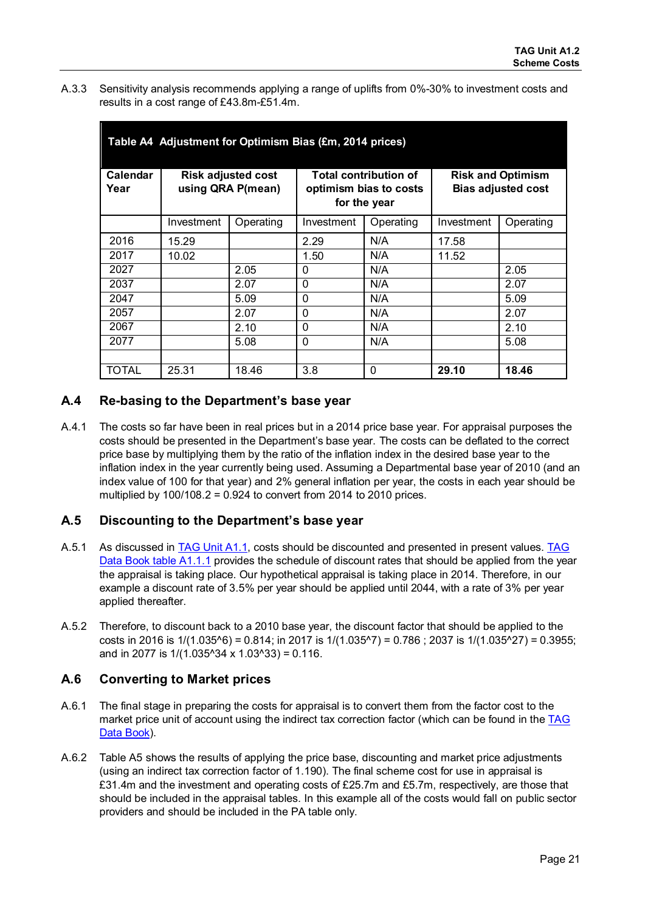A.3.3 Sensitivity analysis recommends applying a range of uplifts from 0%-30% to investment costs and results in a cost range of £43.8m-£51.4m.

| Table A4 Adjustment for Optimism Bias (£m, 2014 prices) | | | | | | |
|---|---|---|---|---|---|---|
| **Calendar Year** | **Risk adjusted cost using QRA P(mean)** | | **Total contribution of optimism bias to costs for the year** | | **Risk and Optimism Bias adjusted cost** | |
| | Investment | Operating | Investment | Operating | Investment | Operating |
| 2016 | 15.29 | | 2.29 | N/A | 17.58 | |
| 2017 | 10.02 | | 1.50 | N/A | 11.52 | |
| 2027 | | 2.05 | 0 | N/A | | 2.05 |
| 2037 | | 2.07 | 0 | N/A | | 2.07 |
| 2047 | | 5.09 | 0 | N/A | | 5.09 |
| 2057 | | 2.07 | 0 | N/A | | 2.07 |
| 2067 | | 2.10 | 0 | N/A | | 2.10 |
| 2077 | | 5.08 | 0 | N/A | | 5.08 |
| | | | | | | |
| TOTAL | 25.31 | 18.46 | 3.8 | 0 | **29.10** | **18.46** |

## A.4 Re-basing to the Department's base year

A.4.1 The costs so far have been in real prices but in a 2014 price base year. For appraisal purposes the costs should be presented in the Department's base year. The costs can be deflated to the correct price base by multiplying them by the ratio of the inflation index in the desired base year to the inflation index in the year currently being used. Assuming a Departmental base year of 2010 (and an index value of 100 for that year) and 2% general inflation per year, the costs in each year should be multiplied by 100/108.2 = 0.924 to convert from 2014 to 2010 prices.

## A.5 Discounting to the Department's base year

A.5.1 As discussed in TAG Unit A1.1, costs should be discounted and presented in present values. TAG Data Book table A1.1.1 provides the schedule of discount rates that should be applied from the year the appraisal is taking place. Our hypothetical appraisal is taking place in 2014. Therefore, in our example a discount rate of 3.5% per year should be applied until 2044, with a rate of 3% per year applied thereafter.

A.5.2 Therefore, to discount back to a 2010 base year, the discount factor that should be applied to the costs in 2016 is $1/(1.035^6) = 0.814$; in 2017 is $1/(1.035^7) = 0.786$ ; 2037 is $1/(1.035^{27}) = 0.3955$; and in 2077 is $1/(1.035^{34} \times 1.03^{33}) = 0.116$.

## A.6 Converting to Market prices

A.6.1 The final stage in preparing the costs for appraisal is to convert them from the factor cost to the market price unit of account using the indirect tax correction factor (which can be found in the TAG Data Book).

A.6.2 Table A5 shows the results of applying the price base, discounting and market price adjustments (using an indirect tax correction factor of 1.190). The final scheme cost for use in appraisal is £31.4m and the investment and operating costs of £25.7m and £5.7m, respectively, are those that should be included in the appraisal tables. In this example all of the costs would fall on public sector providers and should be included in the PA table only.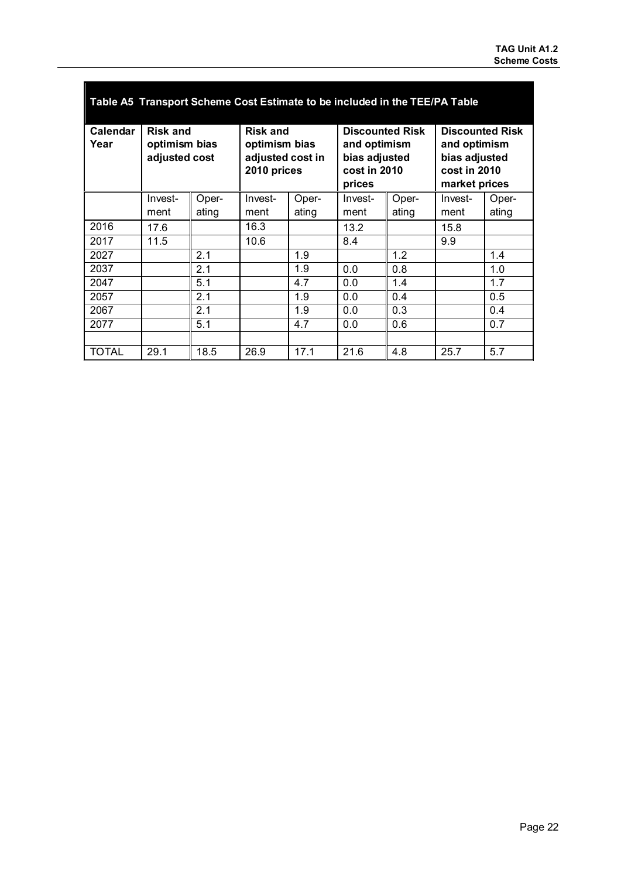**Table A5 Transport Scheme Cost Estimate to be included in the TEE/PA Table**

| Calendar Year | Risk and optimism bias adjusted cost | | Risk and optimism bias adjusted cost in 2010 prices | | Discounted Risk and optimism bias adjusted cost in 2010 prices | | Discounted Risk and optimism bias adjusted cost in 2010 market prices | |
|---|---|---|---|---|---|---|---|---|
| | Invest-ment | Oper-ating | Invest-ment | Oper-ating | Invest-ment | Oper-ating | Invest-ment | Oper-ating |
| 2016 | 17.6 | | 16.3 | | 13.2 | | 15.8 | |
| 2017 | 11.5 | | 10.6 | | 8.4 | | 9.9 | |
| 2027 | | 2.1 | | 1.9 | | 1.2 | | 1.4 |
| 2037 | | 2.1 | | 1.9 | 0.0 | 0.8 | | 1.0 |
| 2047 | | 5.1 | | 4.7 | 0.0 | 1.4 | | 1.7 |
| 2057 | | 2.1 | | 1.9 | 0.0 | 0.4 | | 0.5 |
| 2067 | | 2.1 | | 1.9 | 0.0 | 0.3 | | 0.4 |
| 2077 | | 5.1 | | 4.7 | 0.0 | 0.6 | | 0.7 |
| | | | | | | | | |
| TOTAL | 29.1 | 18.5 | 26.9 | 17.1 | 21.6 | 4.8 | 25.7 | 5.7 |